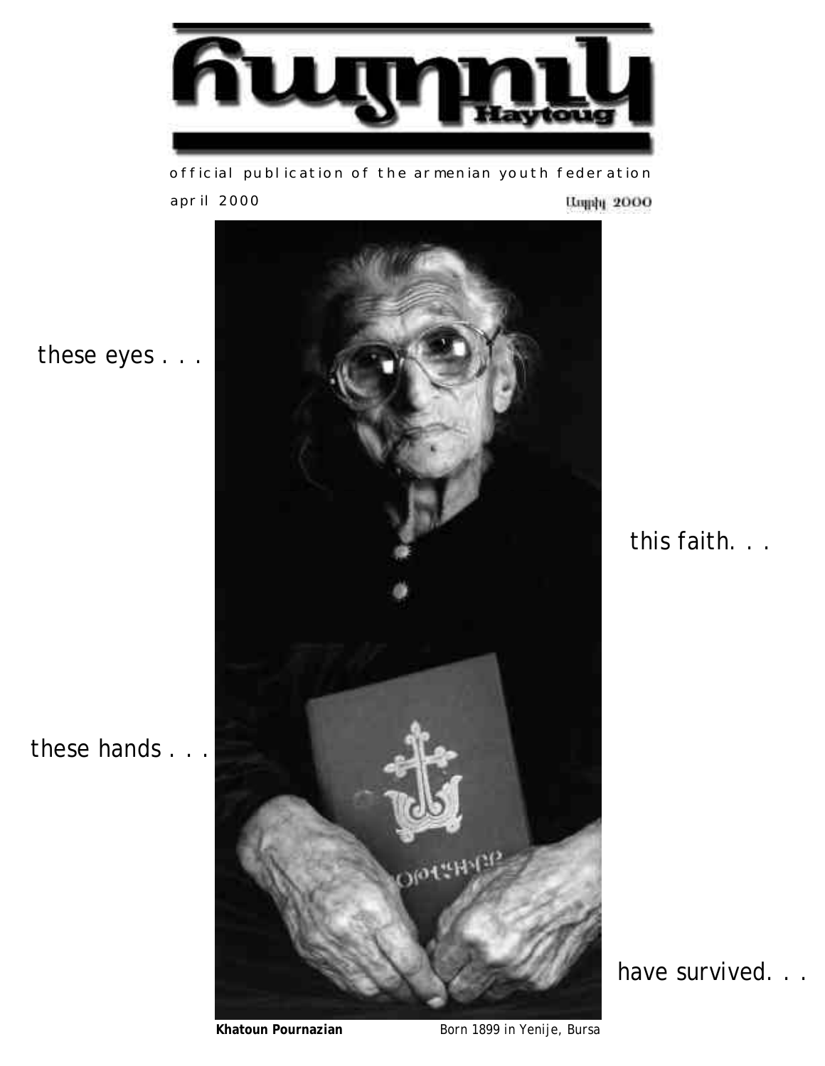# Հայդուկ

**Haytoug**

official publication of the armenian youth federation

april 2000

Ապրիլ 2000

these eyes . . .

this faith. . .

these hands . . .

have survived. . .

**Khatoun Pournazian** Born 1899 in Yenije, Bursa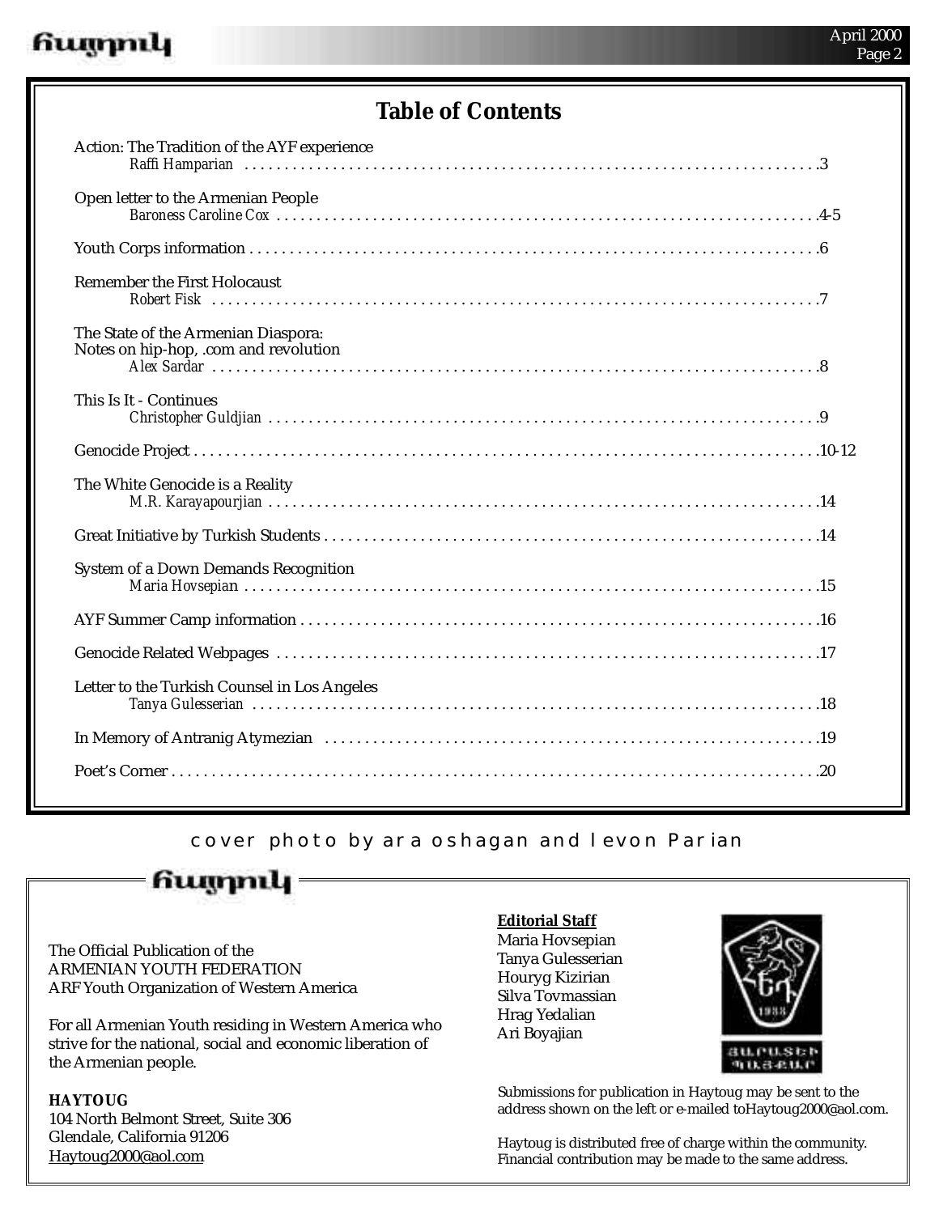## Table of Contents

Action: The Tradition of the AYF experience
*Raffi Hamparian* . . . . . . . . . . 3

Open letter to the Armenian People
*Baroness Caroline Cox* . . . . . . . . . . 4-5

Youth Corps information . . . . . . . . . . 6

Remember the First Holocaust
*Robert Fisk* . . . . . . . . . . 7

The State of the Armenian Diaspora:
Notes on hip-hop, .com and revolution
*Alex Sardar* . . . . . . . . . . 8

This Is It - Continues
*Christopher Guldjian* . . . . . . . . . . 9

Genocide Project . . . . . . . . . . 10-12

The White Genocide is a Reality
*M.R. Karayapourjian* . . . . . . . . . . 14

Great Initiative by Turkish Students . . . . . . . . . . 14

System of a Down Demands Recognition
*Maria Hovsepian* . . . . . . . . . . 15

AYF Summer Camp information . . . . . . . . . . 16

Genocide Related Webpages . . . . . . . . . . 17

Letter to the Turkish Counsel in Los Angeles
*Tanya Gulesserian* . . . . . . . . . . 18

In Memory of Antranig Atymezian . . . . . . . . . . 19

Poet's Corner . . . . . . . . . . 20

cover photo by ara oshagan and levon Parian

Հայդուկ

The Official Publication of the
ARMENIAN YOUTH FEDERATION
ARF Youth Organization of Western America

For all Armenian Youth residing in Western America who strive for the national, social and economic liberation of the Armenian people.

**HAYTOUG**
104 North Belmont Street, Suite 306
Glendale, California 91206
Haytoug2000@aol.com

**Editorial Staff**
Maria Hovsepian
Tanya Gulesserian
Houryg Kizirian
Silva Tovmassian
Hrag Yedalian
Ari Boyajian

*Submissions for publication in Haytoug may be sent to the address shown on the left or e-mailed toHaytoug2000@aol.com.*

*Haytoug is distributed free of charge within the community. Financial contribution may be made to the same address.*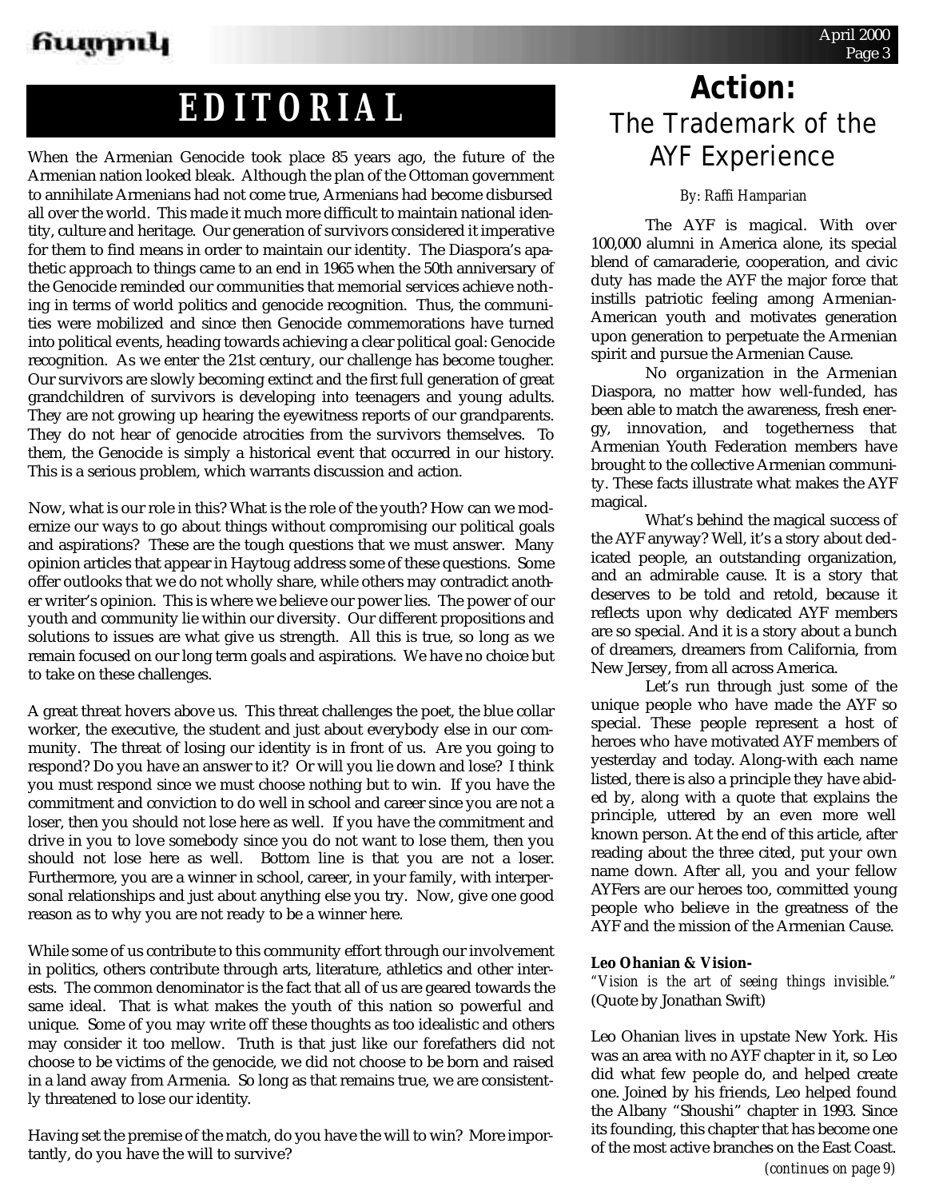# EDITORIAL

When the Armenian Genocide took place 85 years ago, the future of the Armenian nation looked bleak. Although the plan of the Ottoman government to annihilate Armenians had not come true, Armenians had become disbursed all over the world. This made it much more difficult to maintain national identity, culture and heritage. Our generation of survivors considered it imperative for them to find means in order to maintain our identity. The Diaspora's apathetic approach to things came to an end in 1965 when the 50th anniversary of the Genocide reminded our communities that memorial services achieve nothing in terms of world politics and genocide recognition. Thus, the communities were mobilized and since then Genocide commemorations have turned into political events, heading towards achieving a clear political goal: Genocide recognition. As we enter the 21st century, our challenge has become tougher. Our survivors are slowly becoming extinct and the first full generation of great grandchildren of survivors is developing into teenagers and young adults. They are not growing up hearing the eyewitness reports of our grandparents. They do not hear of genocide atrocities from the survivors themselves. To them, the Genocide is simply a historical event that occurred in our history. This is a serious problem, which warrants discussion and action.

Now, what is our role in this? What is the role of the youth? How can we modernize our ways to go about things without compromising our political goals and aspirations? These are the tough questions that we must answer. Many opinion articles that appear in Haytoug address some of these questions. Some offer outlooks that we do not wholly share, while others may contradict another writer's opinion. This is where we believe our power lies. The power of our youth and community lie within our diversity. Our different propositions and solutions to issues are what give us strength. All this is true, so long as we remain focused on our long term goals and aspirations. We have no choice but to take on these challenges.

A great threat hovers above us. This threat challenges the poet, the blue collar worker, the executive, the student and just about everybody else in our community. The threat of losing our identity is in front of us. Are you going to respond? Do you have an answer to it? Or will you lie down and lose? I think you must respond since we must choose nothing but to win. If you have the commitment and conviction to do well in school and career since you are not a loser, then you should not lose here as well. If you have the commitment and drive in you to love somebody since you do not want to lose them, then you should not lose here as well. Bottom line is that you are not a loser. Furthermore, you are a winner in school, career, in your family, with interpersonal relationships and just about anything else you try. Now, give one good reason as to why you are not ready to be a winner here.

While some of us contribute to this community effort through our involvement in politics, others contribute through arts, literature, athletics and other interests. The common denominator is the fact that all of us are geared towards the same ideal. That is what makes the youth of this nation so powerful and unique. Some of you may write off these thoughts as too idealistic and others may consider it too mellow. Truth is that just like our forefathers did not choose to be victims of the genocide, we did not choose to be born and raised in a land away from Armenia. So long as that remains true, we are consistently threatened to lose our identity.

Having set the premise of the match, do you have the will to win? More importantly, do you have the will to survive?

# Action: The Trademark of the AYF Experience

*By: Raffi Hamparian*

The AYF is magical. With over 100,000 alumni in America alone, its special blend of camaraderie, cooperation, and civic duty has made the AYF the major force that instills patriotic feeling among Armenian-American youth and motivates generation upon generation to perpetuate the Armenian spirit and pursue the Armenian Cause.

No organization in the Armenian Diaspora, no matter how well-funded, has been able to match the awareness, fresh energy, innovation, and togetherness that Armenian Youth Federation members have brought to the collective Armenian community. These facts illustrate what makes the AYF magical.

What's behind the magical success of the AYF anyway? Well, it's a story about dedicated people, an outstanding organization, and an admirable cause. It is a story that deserves to be told and retold, because it reflects upon why dedicated AYF members are so special. And it is a story about a bunch of dreamers, dreamers from California, from New Jersey, from all across America.

Let's run through just some of the unique people who have made the AYF so special. These people represent a host of heroes who have motivated AYF members of yesterday and today. Along-with each name listed, there is also a principle they have abided by, along with a quote that explains the principle, uttered by an even more well known person. At the end of this article, after reading about the three cited, put your own name down. After all, you and your fellow AYFers are our heroes too, committed young people who believe in the greatness of the AYF and the mission of the Armenian Cause.

**Leo Ohanian & Vision-**

*"Vision is the art of seeing things invisible."* (Quote by Jonathan Swift)

Leo Ohanian lives in upstate New York. His was an area with no AYF chapter in it, so Leo did what few people do, and helped create one. Joined by his friends, Leo helped found the Albany "Shoushi" chapter in 1993. Since its founding, this chapter that has become one of the most active branches on the East Coast.

*(continues on page 9)*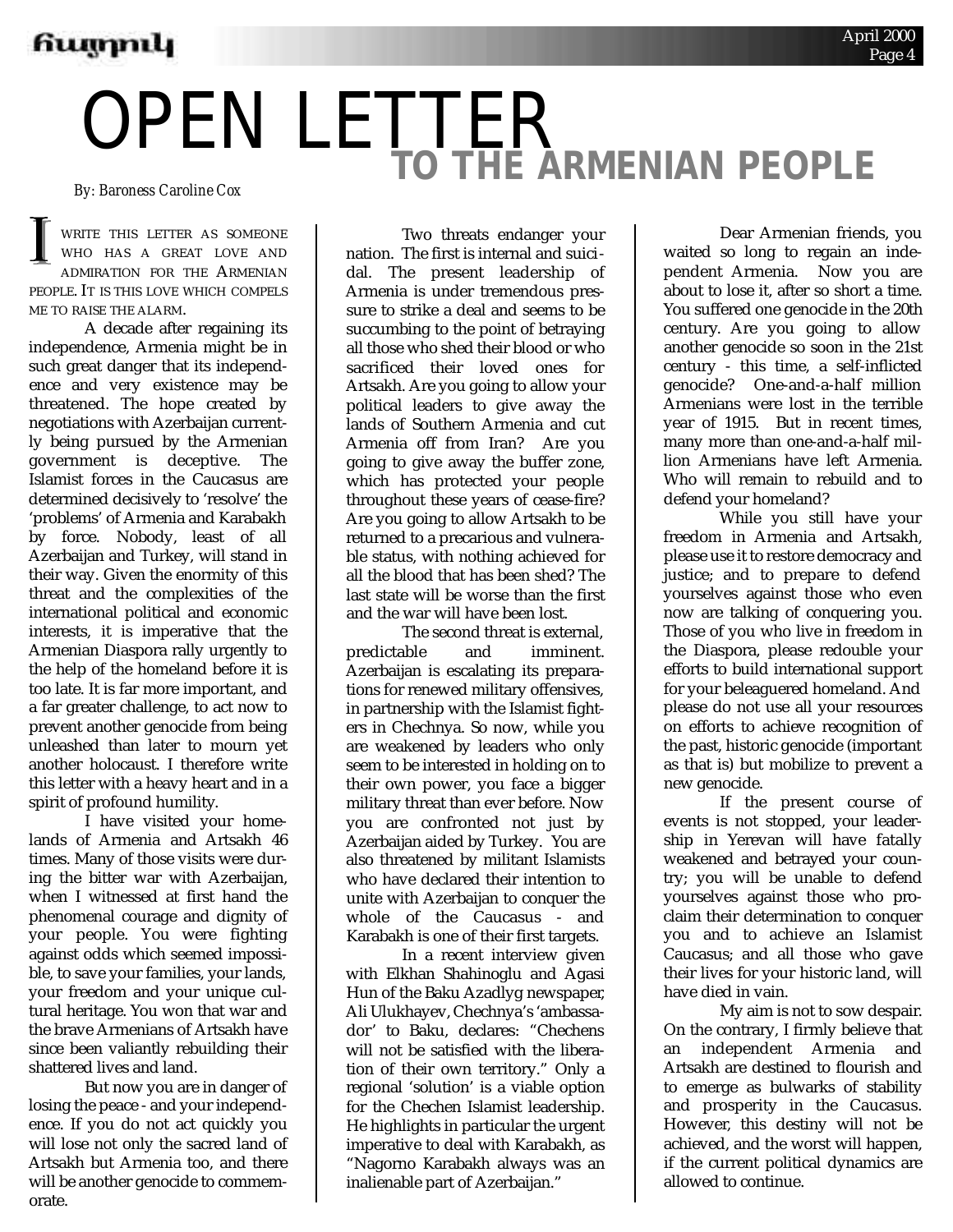# OPEN LETTER TO THE ARMENIAN PEOPLE

*By: Baroness Caroline Cox*

I WRITE THIS LETTER AS SOMEONE WHO HAS A GREAT LOVE AND ADMIRATION FOR THE ARMENIAN PEOPLE. IT IS THIS LOVE WHICH COMPELS ME TO RAISE THE ALARM.

A decade after regaining its independence, Armenia might be in such great danger that its independence and very existence may be threatened. The hope created by negotiations with Azerbaijan currently being pursued by the Armenian government is deceptive. The Islamist forces in the Caucasus are determined decisively to 'resolve' the 'problems' of Armenia and Karabakh by force. Nobody, least of all Azerbaijan and Turkey, will stand in their way. Given the enormity of this threat and the complexities of the international political and economic interests, it is imperative that the Armenian Diaspora rally urgently to the help of the homeland before it is too late. It is far more important, and a far greater challenge, to act now to prevent another genocide from being unleashed than later to mourn yet another holocaust. I therefore write this letter with a heavy heart and in a spirit of profound humility.

I have visited your homelands of Armenia and Artsakh 46 times. Many of those visits were during the bitter war with Azerbaijan, when I witnessed at first hand the phenomenal courage and dignity of your people. You were fighting against odds which seemed impossible, to save your families, your lands, your freedom and your unique cultural heritage. You won that war and the brave Armenians of Artsakh have since been valiantly rebuilding their shattered lives and land.

But now you are in danger of losing the peace - and your independence. If you do not act quickly you will lose not only the sacred land of Artsakh but Armenia too, and there will be another genocide to commemorate.

Two threats endanger your nation. The first is internal and suicidal. The present leadership of Armenia is under tremendous pressure to strike a deal and seems to be succumbing to the point of betraying all those who shed their blood or who sacrificed their loved ones for Artsakh. Are you going to allow your political leaders to give away the lands of Southern Armenia and cut Armenia off from Iran? Are you going to give away the buffer zone, which has protected your people throughout these years of cease-fire? Are you going to allow Artsakh to be returned to a precarious and vulnerable status, with nothing achieved for all the blood that has been shed? The last state will be worse than the first and the war will have been lost.

The second threat is external, predictable and imminent. Azerbaijan is escalating its preparations for renewed military offensives, in partnership with the Islamist fighters in Chechnya. So now, while you are weakened by leaders who only seem to be interested in holding on to their own power, you face a bigger military threat than ever before. Now you are confronted not just by Azerbaijan aided by Turkey. You are also threatened by militant Islamists who have declared their intention to unite with Azerbaijan to conquer the whole of the Caucasus - and Karabakh is one of their first targets.

In a recent interview given with Elkhan Shahinoglu and Agasi Hun of the Baku Azadlyg newspaper, Ali Ulukhayev, Chechnya's 'ambassador' to Baku, declares: "Chechens will not be satisfied with the liberation of their own territory." Only a regional 'solution' is a viable option for the Chechen Islamist leadership. He highlights in particular the urgent imperative to deal with Karabakh, as "Nagorno Karabakh always was an inalienable part of Azerbaijan."

Dear Armenian friends, you waited so long to regain an independent Armenia. Now you are about to lose it, after so short a time. You suffered one genocide in the 20th century. Are you going to allow another genocide so soon in the 21st century - this time, a self-inflicted genocide? One-and-a-half million Armenians were lost in the terrible year of 1915. But in recent times, many more than one-and-a-half million Armenians have left Armenia. Who will remain to rebuild and to defend your homeland?

While you still have your freedom in Armenia and Artsakh, please use it to restore democracy and justice; and to prepare to defend yourselves against those who even now are talking of conquering you. Those of you who live in freedom in the Diaspora, please redouble your efforts to build international support for your beleaguered homeland. And please do not use all your resources on efforts to achieve recognition of the past, historic genocide (important as that is) but mobilize to prevent a new genocide.

If the present course of events is not stopped, your leadership in Yerevan will have fatally weakened and betrayed your country; you will be unable to defend yourselves against those who proclaim their determination to conquer you and to achieve an Islamist Caucasus; and all those who gave their lives for your historic land, will have died in vain.

My aim is not to sow despair. On the contrary, I firmly believe that an independent Armenia and Artsakh are destined to flourish and to emerge as bulwarks of stability and prosperity in the Caucasus. However, this destiny will not be achieved, and the worst will happen, if the current political dynamics are allowed to continue.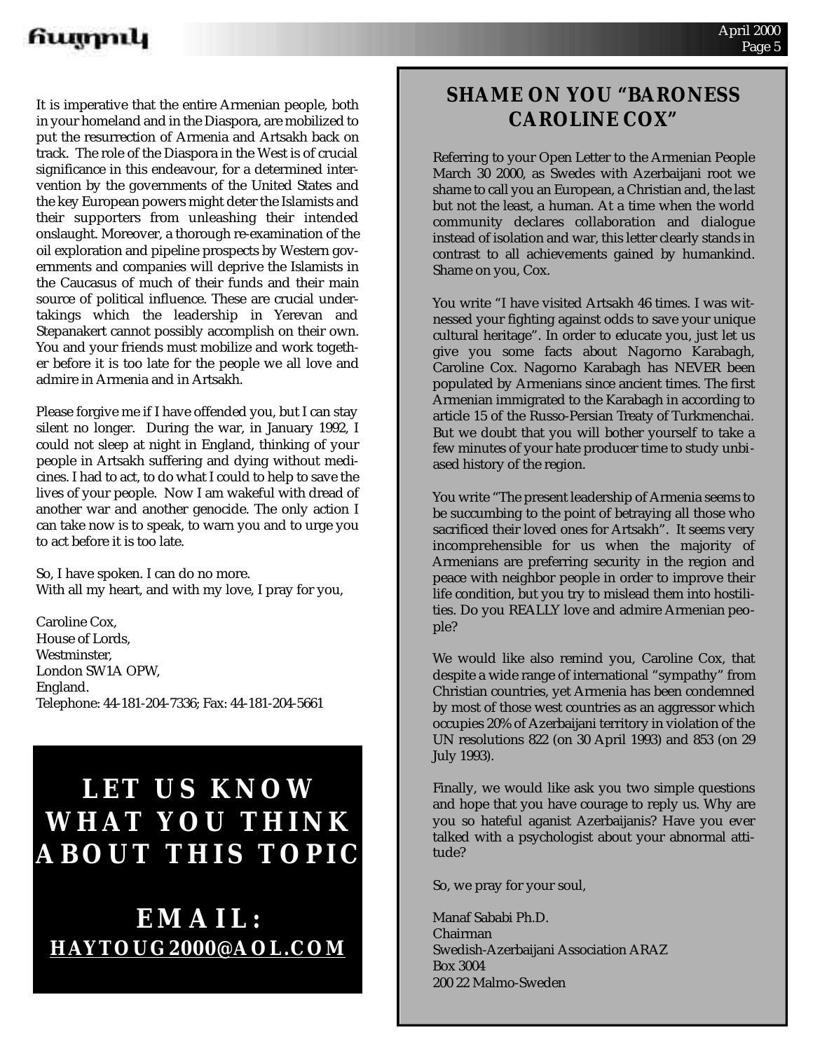It is imperative that the entire Armenian people, both in your homeland and in the Diaspora, are mobilized to put the resurrection of Armenia and Artsakh back on track. The role of the Diaspora in the West is of crucial significance in this endeavour, for a determined intervention by the governments of the United States and the key European powers might deter the Islamists and their supporters from unleashing their intended onslaught. Moreover, a thorough re-examination of the oil exploration and pipeline prospects by Western governments and companies will deprive the Islamists in the Caucasus of much of their funds and their main source of political influence. These are crucial undertakings which the leadership in Yerevan and Stepanakert cannot possibly accomplish on their own. You and your friends must mobilize and work together before it is too late for the people we all love and admire in Armenia and in Artsakh.

Please forgive me if I have offended you, but I can stay silent no longer. During the war, in January 1992, I could not sleep at night in England, thinking of your people in Artsakh suffering and dying without medicines. I had to act, to do what I could to help to save the lives of your people. Now I am wakeful with dread of another war and another genocide. The only action I can take now is to speak, to warn you and to urge you to act before it is too late.

So, I have spoken. I can do no more.
With all my heart, and with my love, I pray for you,

Caroline Cox,
House of Lords,
Westminster,
London SW1A OPW,
England.
Telephone: 44-181-204-7336; Fax: 44-181-204-5661

**LET US KNOW WHAT YOU THINK ABOUT THIS TOPIC**

**EMAIL: HAYTOUG2000@AOL.COM**

## SHAME ON YOU "BARONESS CAROLINE COX"

Referring to your Open Letter to the Armenian People March 30 2000, as Swedes with Azerbaijani root we shame to call you an European, a Christian and, the last but not the least, a human. At a time when the world community declares collaboration and dialogue instead of isolation and war, this letter clearly stands in contrast to all achievements gained by humankind. Shame on you, Cox.

You write "I have visited Artsakh 46 times. I was witnessed your fighting against odds to save your unique cultural heritage". In order to educate you, just let us give you some facts about Nagorno Karabagh, Caroline Cox. Nagorno Karabagh has NEVER been populated by Armenians since ancient times. The first Armenian immigrated to the Karabagh in according to article 15 of the Russo-Persian Treaty of Turkmenchai. But we doubt that you will bother yourself to take a few minutes of your hate producer time to study unbiased history of the region.

You write "The present leadership of Armenia seems to be succumbing to the point of betraying all those who sacrificed their loved ones for Artsakh". It seems very incomprehensible for us when the majority of Armenians are preferring security in the region and peace with neighbor people in order to improve their life condition, but you try to mislead them into hostilities. Do you REALLY love and admire Armenian people?

We would like also remind you, Caroline Cox, that despite a wide range of international "sympathy" from Christian countries, yet Armenia has been condemned by most of those west countries as an aggressor which occupies 20% of Azerbaijani territory in violation of the UN resolutions 822 (on 30 April 1993) and 853 (on 29 July 1993).

Finally, we would like ask you two simple questions and hope that you have courage to reply us. Why are you so hateful aganist Azerbaijanis? Have you ever talked with a psychologist about your abnormal attitude?

So, we pray for your soul,

Manaf Sababi Ph.D.
Chairman
Swedish-Azerbaijani Association ARAZ
Box 3004
200 22 Malmo-Sweden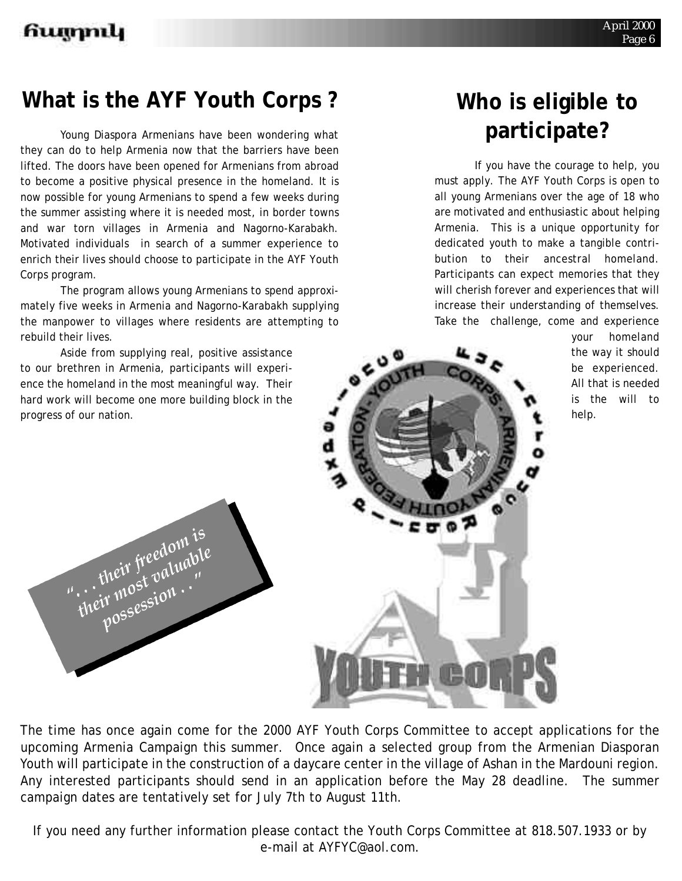## What is the AYF Youth Corps ?

Young Diaspora Armenians have been wondering what they can do to help Armenia now that the barriers have been lifted. The doors have been opened for Armenians from abroad to become a positive physical presence in the homeland. It is now possible for young Armenians to spend a few weeks during the summer assisting where it is needed most, in border towns and war torn villages in Armenia and Nagorno-Karabakh. Motivated individuals in search of a summer experience to enrich their lives should choose to participate in the AYF Youth Corps program.

The program allows young Armenians to spend approximately five weeks in Armenia and Nagorno-Karabakh supplying the manpower to villages where residents are attempting to rebuild their lives.

Aside from supplying real, positive assistance to our brethren in Armenia, participants will experience the homeland in the most meaningful way. Their hard work will become one more building block in the progress of our nation.

*"... their freedom is their most valuable possession ..."*

## Who is eligible to participate?

If you have the courage to help, you must apply. The AYF Youth Corps is open to all young Armenians over the age of 18 who are motivated and enthusiastic about helping Armenia. This is a unique opportunity for dedicated youth to make a tangible contribution to their ancestral homeland. Participants can expect memories that they will cherish forever and experiences that will increase their understanding of themselves. Take the challenge, come and experience your homeland the way it should be experienced. All that is needed is the will to help.

*The time has once again come for the 2000 AYF Youth Corps Committee to accept applications for the upcoming Armenia Campaign this summer. Once again a selected group from the Armenian Diasporan Youth will participate in the construction of a daycare center in the village of Ashan in the Mardouni region. Any interested participants should send in an application before the May 28 deadline. The summer campaign dates are tentatively set for July 7th to August 11th.*

*If you need any further information please contact the Youth Corps Committee at 818.507.1933 or by e-mail at AYFYC@aol.com.*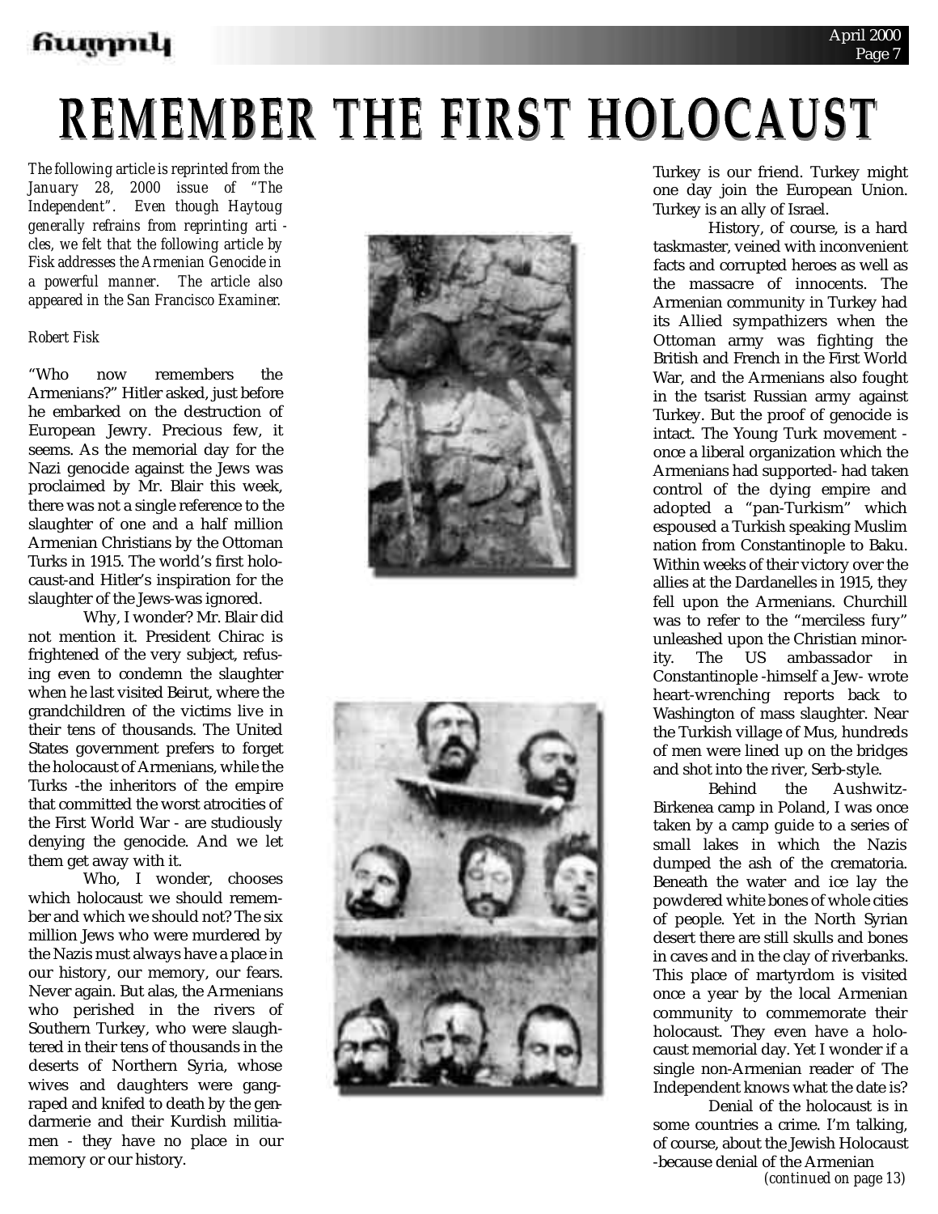# REMEMBER THE FIRST HOLOCAUST

*The following article is reprinted from the January 28, 2000 issue of "The Independent". Even though Haytoug generally refrains from reprinting articles, we felt that the following article by Fisk addresses the Armenian Genocide in a powerful manner. The article also appeared in the San Francisco Examiner.*

*Robert Fisk*

"Who now remembers the Armenians?" Hitler asked, just before he embarked on the destruction of European Jewry. Precious few, it seems. As the memorial day for the Nazi genocide against the Jews was proclaimed by Mr. Blair this week, there was not a single reference to the slaughter of one and a half million Armenian Christians by the Ottoman Turks in 1915. The world's first holocaust-and Hitler's inspiration for the slaughter of the Jews-was ignored.

Why, I wonder? Mr. Blair did not mention it. President Chirac is frightened of the very subject, refusing even to condemn the slaughter when he last visited Beirut, where the grandchildren of the victims live in their tens of thousands. The United States government prefers to forget the holocaust of Armenians, while the Turks -the inheritors of the empire that committed the worst atrocities of the First World War - are studiously denying the genocide. And we let them get away with it.

Who, I wonder, chooses which holocaust we should remember and which we should not? The six million Jews who were murdered by the Nazis must always have a place in our history, our memory, our fears. Never again. But alas, the Armenians who perished in the rivers of Southern Turkey, who were slaughtered in their tens of thousands in the deserts of Northern Syria, whose wives and daughters were gang-raped and knifed to death by the gendarmerie and their Kurdish militiamen - they have no place in our memory or our history.

Turkey is our friend. Turkey might one day join the European Union. Turkey is an ally of Israel.

History, of course, is a hard taskmaster, veined with inconvenient facts and corrupted heroes as well as the massacre of innocents. The Armenian community in Turkey had its Allied sympathizers when the Ottoman army was fighting the British and French in the First World War, and the Armenians also fought in the tsarist Russian army against Turkey. But the proof of genocide is intact. The Young Turk movement - once a liberal organization which the Armenians had supported- had taken control of the dying empire and adopted a "pan-Turkism" which espoused a Turkish speaking Muslim nation from Constantinople to Baku. Within weeks of their victory over the allies at the Dardanelles in 1915, they fell upon the Armenians. Churchill was to refer to the "merciless fury" unleashed upon the Christian minority. The US ambassador in Constantinople -himself a Jew- wrote heart-wrenching reports back to Washington of mass slaughter. Near the Turkish village of Mus, hundreds of men were lined up on the bridges and shot into the river, Serb-style.

Behind the Aushwitz-Birkenea camp in Poland, I was once taken by a camp guide to a series of small lakes in which the Nazis dumped the ash of the crematoria. Beneath the water and ice lay the powdered white bones of whole cities of people. Yet in the North Syrian desert there are still skulls and bones in caves and in the clay of riverbanks. This place of martyrdom is visited once a year by the local Armenian community to commemorate their holocaust. They even have a holocaust memorial day. Yet I wonder if a single non-Armenian reader of The Independent knows what the date is?

Denial of the holocaust is in some countries a crime. I'm talking, of course, about the Jewish Holocaust -because denial of the Armenian

*(continued on page 13)*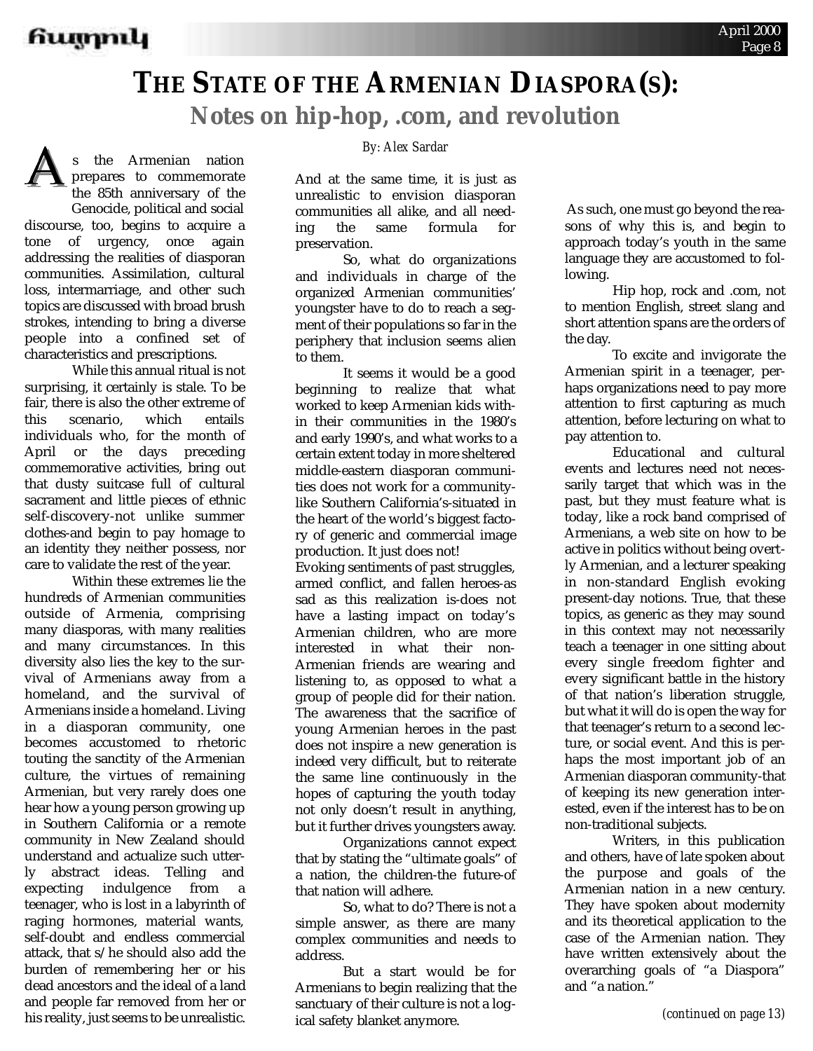# THE STATE OF THE ARMENIAN DIASPORA(S):

## Notes on hip-hop, .com, and revolution

*By: Alex Sardar*

As the Armenian nation prepares to commemorate the 85th anniversary of the Genocide, political and social discourse, too, begins to acquire a tone of urgency, once again addressing the realities of diasporan communities. Assimilation, cultural loss, intermarriage, and other such topics are discussed with broad brush strokes, intending to bring a diverse people into a confined set of characteristics and prescriptions.

While this annual ritual is not surprising, it certainly is stale. To be fair, there is also the other extreme of this scenario, which entails individuals who, for the month of April or the days preceding commemorative activities, bring out that dusty suitcase full of cultural sacrament and little pieces of ethnic self-discovery-not unlike summer clothes-and begin to pay homage to an identity they neither possess, nor care to validate the rest of the year.

Within these extremes lie the hundreds of Armenian communities outside of Armenia, comprising many diasporas, with many realities and many circumstances. In this diversity also lies the key to the survival of Armenians away from a homeland, and the survival of Armenians inside a homeland. Living in a diasporan community, one becomes accustomed to rhetoric touting the sanctity of the Armenian culture, the virtues of remaining Armenian, but very rarely does one hear how a young person growing up in Southern California or a remote community in New Zealand should understand and actualize such utterly abstract ideas. Telling and expecting indulgence from a teenager, who is lost in a labyrinth of raging hormones, material wants, self-doubt and endless commercial attack, that s/he should also add the burden of remembering her or his dead ancestors and the ideal of a land and people far removed from her or his reality, just seems to be unrealistic.

And at the same time, it is just as unrealistic to envision diasporan communities all alike, and all needing the same formula for preservation.

So, what do organizations and individuals in charge of the organized Armenian communities' youngster have to do to reach a segment of their populations so far in the periphery that inclusion seems alien to them.

It seems it would be a good beginning to realize that what worked to keep Armenian kids within their communities in the 1980's and early 1990's, and what works to a certain extent today in more sheltered middle-eastern diasporan communities does not work for a community-like Southern California's-situated in the heart of the world's biggest factory of generic and commercial image production. It just does not!

Evoking sentiments of past struggles, armed conflict, and fallen heroes-as sad as this realization is-does not have a lasting impact on today's Armenian children, who are more interested in what their non-Armenian friends are wearing and listening to, as opposed to what a group of people did for their nation. The awareness that the sacrifice of young Armenian heroes in the past does not inspire a new generation is indeed very difficult, but to reiterate the same line continuously in the hopes of capturing the youth today not only doesn't result in anything, but it further drives youngsters away.

Organizations cannot expect that by stating the "ultimate goals" of a nation, the children-the future-of that nation will adhere.

So, what to do? There is not a simple answer, as there are many complex communities and needs to address.

But a start would be for Armenians to begin realizing that the sanctuary of their culture is not a logical safety blanket anymore.

As such, one must go beyond the reasons of why this is, and begin to approach today's youth in the same language they are accustomed to following.

Hip hop, rock and .com, not to mention English, street slang and short attention spans are the orders of the day.

To excite and invigorate the Armenian spirit in a teenager, perhaps organizations need to pay more attention to first capturing as much attention, before lecturing on what to pay attention to.

Educational and cultural events and lectures need not necessarily target that which was in the past, but they must feature what is today, like a rock band comprised of Armenians, a web site on how to be active in politics without being overtly Armenian, and a lecturer speaking in non-standard English evoking present-day notions. True, that these topics, as generic as they may sound in this context may not necessarily teach a teenager in one sitting about every single freedom fighter and every significant battle in the history of that nation's liberation struggle, but what it will do is open the way for that teenager's return to a second lecture, or social event. And this is perhaps the most important job of an Armenian diasporan community-that of keeping its new generation interested, even if the interest has to be on non-traditional subjects.

Writers, in this publication and others, have of late spoken about the purpose and goals of the Armenian nation in a new century. They have spoken about modernity and its theoretical application to the case of the Armenian nation. They have written extensively about the overarching goals of "a Diaspora" and "a nation."

*(continued on page 13)*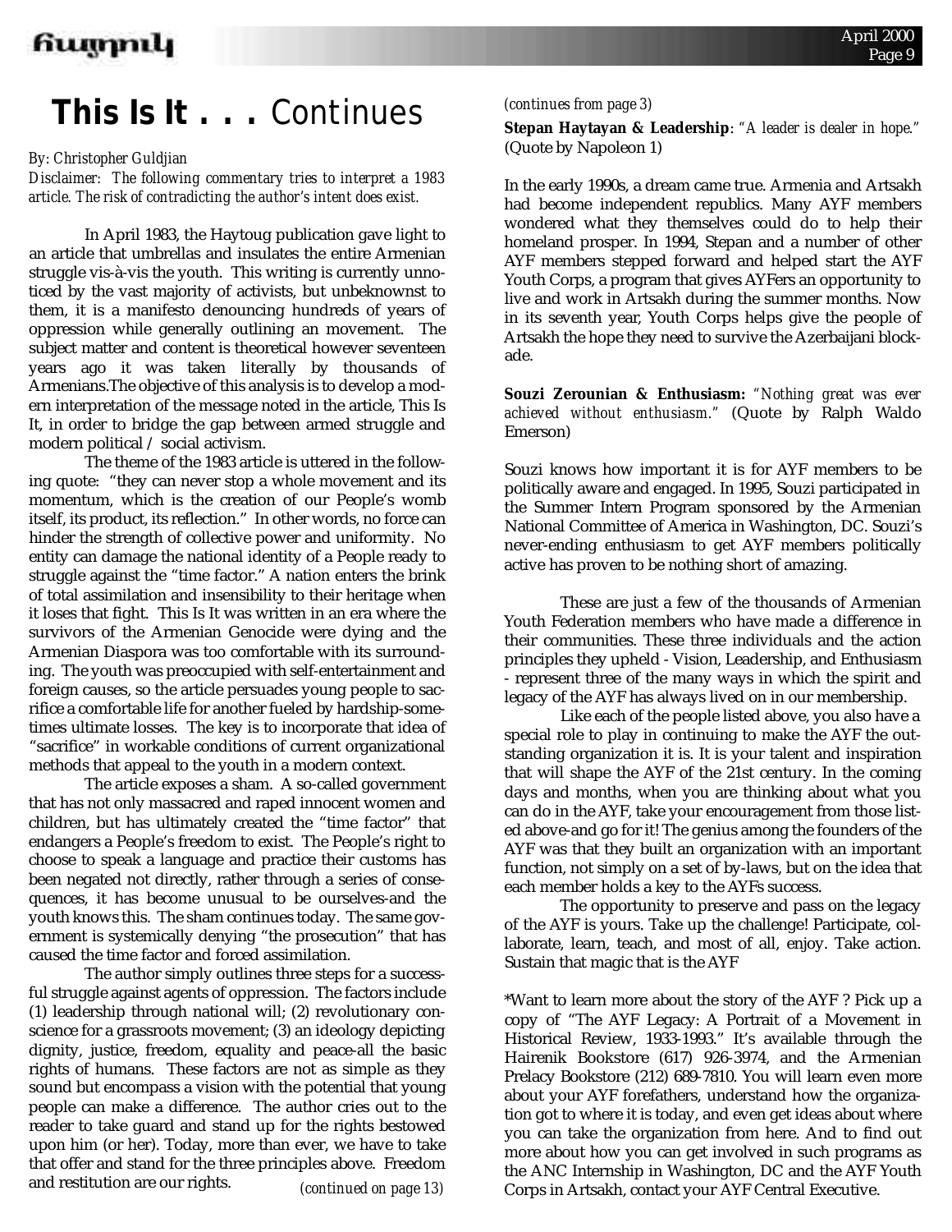# **This Is It . . .** Continues

*By: Christopher Guldjian*

*Disclaimer: The following commentary tries to interpret a 1983 article. The risk of contradicting the author's intent does exist.*

In April 1983, the Haytoug publication gave light to an article that umbrellas and insulates the entire Armenian struggle vis-à-vis the youth. This writing is currently unnoticed by the vast majority of activists, but unbeknownst to them, it is a manifesto denouncing hundreds of years of oppression while generally outlining an movement. The subject matter and content is theoretical however seventeen years ago it was taken literally by thousands of Armenians.The objective of this analysis is to develop a modern interpretation of the message noted in the article, This Is It, in order to bridge the gap between armed struggle and modern political / social activism.

The theme of the 1983 article is uttered in the following quote: "they can never stop a whole movement and its momentum, which is the creation of our People's womb itself, its product, its reflection." In other words, no force can hinder the strength of collective power and uniformity. No entity can damage the national identity of a People ready to struggle against the "time factor." A nation enters the brink of total assimilation and insensibility to their heritage when it loses that fight. This Is It was written in an era where the survivors of the Armenian Genocide were dying and the Armenian Diaspora was too comfortable with its surrounding. The youth was preoccupied with self-entertainment and foreign causes, so the article persuades young people to sacrifice a comfortable life for another fueled by hardship-sometimes ultimate losses. The key is to incorporate that idea of "sacrifice" in workable conditions of current organizational methods that appeal to the youth in a modern context.

The article exposes a sham. A so-called government that has not only massacred and raped innocent women and children, but has ultimately created the "time factor" that endangers a People's freedom to exist. The People's right to choose to speak a language and practice their customs has been negated not directly, rather through a series of consequences, it has become unusual to be ourselves-and the youth knows this. The sham continues today. The same government is systemically denying "the prosecution" that has caused the time factor and forced assimilation.

The author simply outlines three steps for a successful struggle against agents of oppression. The factors include (1) leadership through national will; (2) revolutionary conscience for a grassroots movement; (3) an ideology depicting dignity, justice, freedom, equality and peace-all the basic rights of humans. These factors are not as simple as they sound but encompass a vision with the potential that young people can make a difference. The author cries out to the reader to take guard and stand up for the rights bestowed upon him (or her). Today, more than ever, we have to take that offer and stand for the three principles above. Freedom and restitution are our rights.

*(continued on page 13)*

*(continues from page 3)*

**Stepan Haytayan & Leadership**: *"A leader is dealer in hope."* (Quote by Napoleon 1)

In the early 1990s, a dream came true. Armenia and Artsakh had become independent republics. Many AYF members wondered what they themselves could do to help their homeland prosper. In 1994, Stepan and a number of other AYF members stepped forward and helped start the AYF Youth Corps, a program that gives AYFers an opportunity to live and work in Artsakh during the summer months. Now in its seventh year, Youth Corps helps give the people of Artsakh the hope they need to survive the Azerbaijani blockade.

**Souzi Zerounian & Enthusiasm:** *"Nothing great was ever achieved without enthusiasm."* (Quote by Ralph Waldo Emerson)

Souzi knows how important it is for AYF members to be politically aware and engaged. In 1995, Souzi participated in the Summer Intern Program sponsored by the Armenian National Committee of America in Washington, DC. Souzi's never-ending enthusiasm to get AYF members politically active has proven to be nothing short of amazing.

These are just a few of the thousands of Armenian Youth Federation members who have made a difference in their communities. These three individuals and the action principles they upheld - Vision, Leadership, and Enthusiasm - represent three of the many ways in which the spirit and legacy of the AYF has always lived on in our membership.

Like each of the people listed above, you also have a special role to play in continuing to make the AYF the outstanding organization it is. It is your talent and inspiration that will shape the AYF of the 21st century. In the coming days and months, when you are thinking about what you can do in the AYF, take your encouragement from those listed above-and go for it! The genius among the founders of the AYF was that they built an organization with an important function, not simply on a set of by-laws, but on the idea that each member holds a key to the AYFs success.

The opportunity to preserve and pass on the legacy of the AYF is yours. Take up the challenge! Participate, collaborate, learn, teach, and most of all, enjoy. Take action. Sustain that magic that is the AYF

*Want to learn more about the story of the AYF ? Pick up a copy of "The AYF Legacy: A Portrait of a Movement in Historical Review, 1933-1993." It's available through the Hairenik Bookstore (617) 926-3974, and the Armenian Prelacy Bookstore (212) 689-7810. You will learn even more about your AYF forefathers, understand how the organization got to where it is today, and even get ideas about where you can take the organization from here. And to find out more about how you can get involved in such programs as the ANC Internship in Washington, DC and the AYF Youth Corps in Artsakh, contact your AYF Central Executive.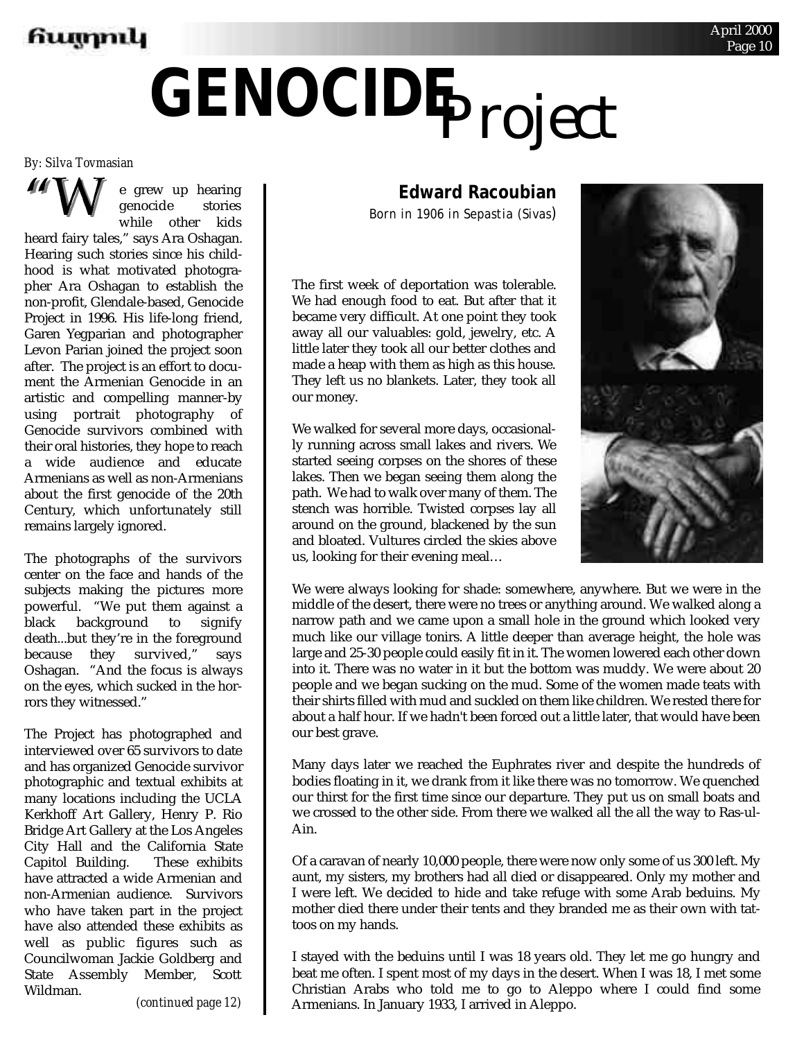# GENOCIDE Project

*By: Silva Tovmasian*

"We grew up hearing genocide stories while other kids heard fairy tales," says Ara Oshagan. Hearing such stories since his childhood is what motivated photographer Ara Oshagan to establish the non-profit, Glendale-based, Genocide Project in 1996. His life-long friend, Garen Yegparian and photographer Levon Parian joined the project soon after. The project is an effort to document the Armenian Genocide in an artistic and compelling manner-by using portrait photography of Genocide survivors combined with their oral histories, they hope to reach a wide audience and educate Armenians as well as non-Armenians about the first genocide of the 20th Century, which unfortunately still remains largely ignored.

The photographs of the survivors center on the face and hands of the subjects making the pictures more powerful. "We put them against a black background to signify death...but they're in the foreground because they survived," says Oshagan. "And the focus is always on the eyes, which sucked in the horrors they witnessed."

The Project has photographed and interviewed over 65 survivors to date and has organized Genocide survivor photographic and textual exhibits at many locations including the UCLA Kerkhoff Art Gallery, Henry P. Rio Bridge Art Gallery at the Los Angeles City Hall and the California State Capitol Building. These exhibits have attracted a wide Armenian and non-Armenian audience. Survivors who have taken part in the project have also attended these exhibits as well as public figures such as Councilwoman Jackie Goldberg and State Assembly Member, Scott Wildman.

*(continued page 12)*

## Edward Racoubian

*Born in 1906 in Sepastia (Sivas)*

The first week of deportation was tolerable. We had enough food to eat. But after that it became very difficult. At one point they took away all our valuables: gold, jewelry, etc. A little later they took all our better clothes and made a heap with them as high as this house. They left us no blankets. Later, they took all our money.

We walked for several more days, occasionally running across small lakes and rivers. We started seeing corpses on the shores of these lakes. Then we began seeing them along the path. We had to walk over many of them. The stench was horrible. Twisted corpses lay all around on the ground, blackened by the sun and bloated. Vultures circled the skies above us, looking for their evening meal…

We were always looking for shade: somewhere, anywhere. But we were in the middle of the desert, there were no trees or anything around. We walked along a narrow path and we came upon a small hole in the ground which looked very much like our village tonirs. A little deeper than average height, the hole was large and 25-30 people could easily fit in it. The women lowered each other down into it. There was no water in it but the bottom was muddy. We were about 20 people and we began sucking on the mud. Some of the women made teats with their shirts filled with mud and suckled on them like children. We rested there for about a half hour. If we hadn't been forced out a little later, that would have been our best grave.

Many days later we reached the Euphrates river and despite the hundreds of bodies floating in it, we drank from it like there was no tomorrow. We quenched our thirst for the first time since our departure. They put us on small boats and we crossed to the other side. From there we walked all the all the way to Ras-ul-Ain.

Of a caravan of nearly 10,000 people, there were now only some of us 300 left. My aunt, my sisters, my brothers had all died or disappeared. Only my mother and I were left. We decided to hide and take refuge with some Arab beduins. My mother died there under their tents and they branded me as their own with tattoos on my hands.

I stayed with the beduins until I was 18 years old. They let me go hungry and beat me often. I spent most of my days in the desert. When I was 18, I met some Christian Arabs who told me to go to Aleppo where I could find some Armenians. In January 1933, I arrived in Aleppo.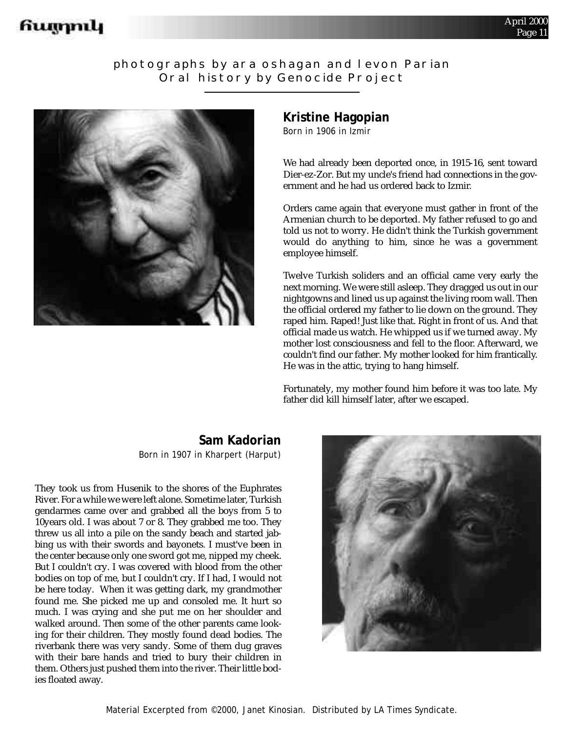photographs by ara oshagan and levon Parian
Oral history by Genocide Project

## Kristine Hagopian

*Born in 1906 in Izmir*

We had already been deported once, in 1915-16, sent toward Dier-ez-Zor. But my uncle's friend had connections in the government and he had us ordered back to Izmir.

Orders came again that everyone must gather in front of the Armenian church to be deported. My father refused to go and told us not to worry. He didn't think the Turkish government would do anything to him, since he was a government employee himself.

Twelve Turkish soliders and an official came very early the next morning. We were still asleep. They dragged us out in our nightgowns and lined us up against the living room wall. Then the official ordered my father to lie down on the ground. They raped him. Raped! Just like that. Right in front of us. And that official made us watch. He whipped us if we turned away. My mother lost consciousness and fell to the floor. Afterward, we couldn't find our father. My mother looked for him frantically. He was in the attic, trying to hang himself.

Fortunately, my mother found him before it was too late. My father did kill himself later, after we escaped.

## Sam Kadorian

*Born in 1907 in Kharpert (Harput)*

They took us from Husenik to the shores of the Euphrates River. For a while we were left alone. Sometime later, Turkish gendarmes came over and grabbed all the boys from 5 to 10years old. I was about 7 or 8. They grabbed me too. They threw us all into a pile on the sandy beach and started jabbing us with their swords and bayonets. I must've been in the center because only one sword got me, nipped my cheek. But I couldn't cry. I was covered with blood from the other bodies on top of me, but I couldn't cry. If I had, I would not be here today. When it was getting dark, my grandmother found me. She picked me up and consoled me. It hurt so much. I was crying and she put me on her shoulder and walked around. Then some of the other parents came looking for their children. They mostly found dead bodies. The riverbank there was very sandy. Some of them dug graves with their bare hands and tried to bury their children in them. Others just pushed them into the river. Their little bodies floated away.

Material Excerpted from ©2000, Janet Kinosian. Distributed by LA Times Syndicate.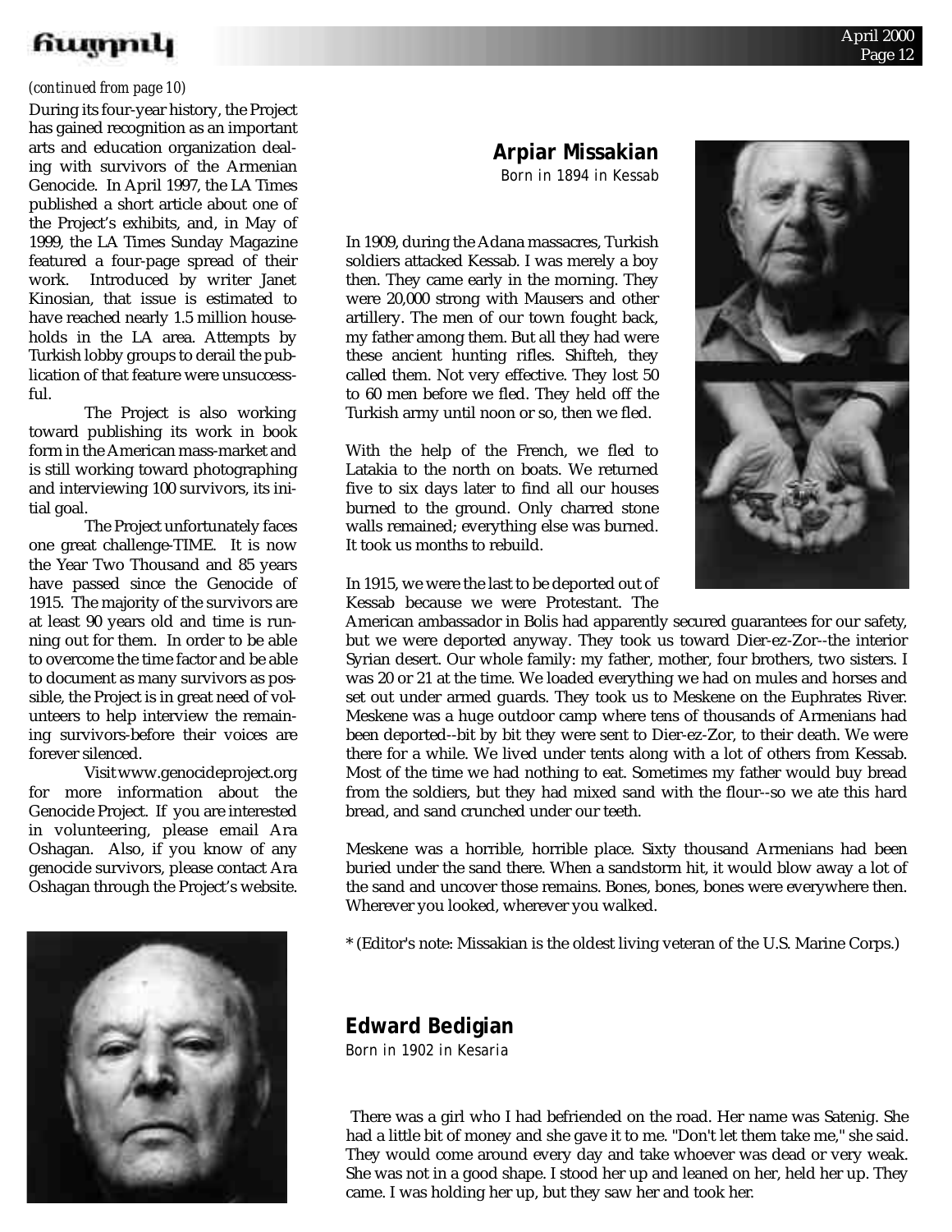*(continued from page 10)*

During its four-year history, the Project has gained recognition as an important arts and education organization dealing with survivors of the Armenian Genocide. In April 1997, the LA Times published a short article about one of the Project's exhibits, and, in May of 1999, the LA Times Sunday Magazine featured a four-page spread of their work. Introduced by writer Janet Kinosian, that issue is estimated to have reached nearly 1.5 million households in the LA area. Attempts by Turkish lobby groups to derail the publication of that feature were unsuccessful.

The Project is also working toward publishing its work in book form in the American mass-market and is still working toward photographing and interviewing 100 survivors, its initial goal.

The Project unfortunately faces one great challenge-TIME. It is now the Year Two Thousand and 85 years have passed since the Genocide of 1915. The majority of the survivors are at least 90 years old and time is running out for them. In order to be able to overcome the time factor and be able to document as many survivors as possible, the Project is in great need of volunteers to help interview the remaining survivors-before their voices are forever silenced.

Visit www.genocideproject.org for more information about the Genocide Project. If you are interested in volunteering, please email Ara Oshagan. Also, if you know of any genocide survivors, please contact Ara Oshagan through the Project's website.

## Arpiar Missakian

*Born in 1894 in Kessab*

In 1909, during the Adana massacres, Turkish soldiers attacked Kessab. I was merely a boy then. They came early in the morning. They were 20,000 strong with Mausers and other artillery. The men of our town fought back, my father among them. But all they had were these ancient hunting rifles. Shifteh, they called them. Not very effective. They lost 50 to 60 men before we fled. They held off the Turkish army until noon or so, then we fled.

With the help of the French, we fled to Latakia to the north on boats. We returned five to six days later to find all our houses burned to the ground. Only charred stone walls remained; everything else was burned. It took us months to rebuild.

In 1915, we were the last to be deported out of Kessab because we were Protestant. The American ambassador in Bolis had apparently secured guarantees for our safety, but we were deported anyway. They took us toward Dier-ez-Zor--the interior Syrian desert. Our whole family: my father, mother, four brothers, two sisters. I was 20 or 21 at the time. We loaded everything we had on mules and horses and set out under armed guards. They took us to Meskene on the Euphrates River. Meskene was a huge outdoor camp where tens of thousands of Armenians had been deported--bit by bit they were sent to Dier-ez-Zor, to their death. We were there for a while. We lived under tents along with a lot of others from Kessab. Most of the time we had nothing to eat. Sometimes my father would buy bread from the soldiers, but they had mixed sand with the flour--so we ate this hard bread, and sand crunched under our teeth.

Meskene was a horrible, horrible place. Sixty thousand Armenians had been buried under the sand there. When a sandstorm hit, it would blow away a lot of the sand and uncover those remains. Bones, bones, bones were everywhere then. Wherever you looked, wherever you walked.

* (Editor's note: Missakian is the oldest living veteran of the U.S. Marine Corps.)

## Edward Bedigian

*Born in 1902 in Kesaria*

There was a girl who I had befriended on the road. Her name was Satenig. She had a little bit of money and she gave it to me. "Don't let them take me," she said. They would come around every day and take whoever was dead or very weak. She was not in a good shape. I stood her up and leaned on her, held her up. They came. I was holding her up, but they saw her and took her.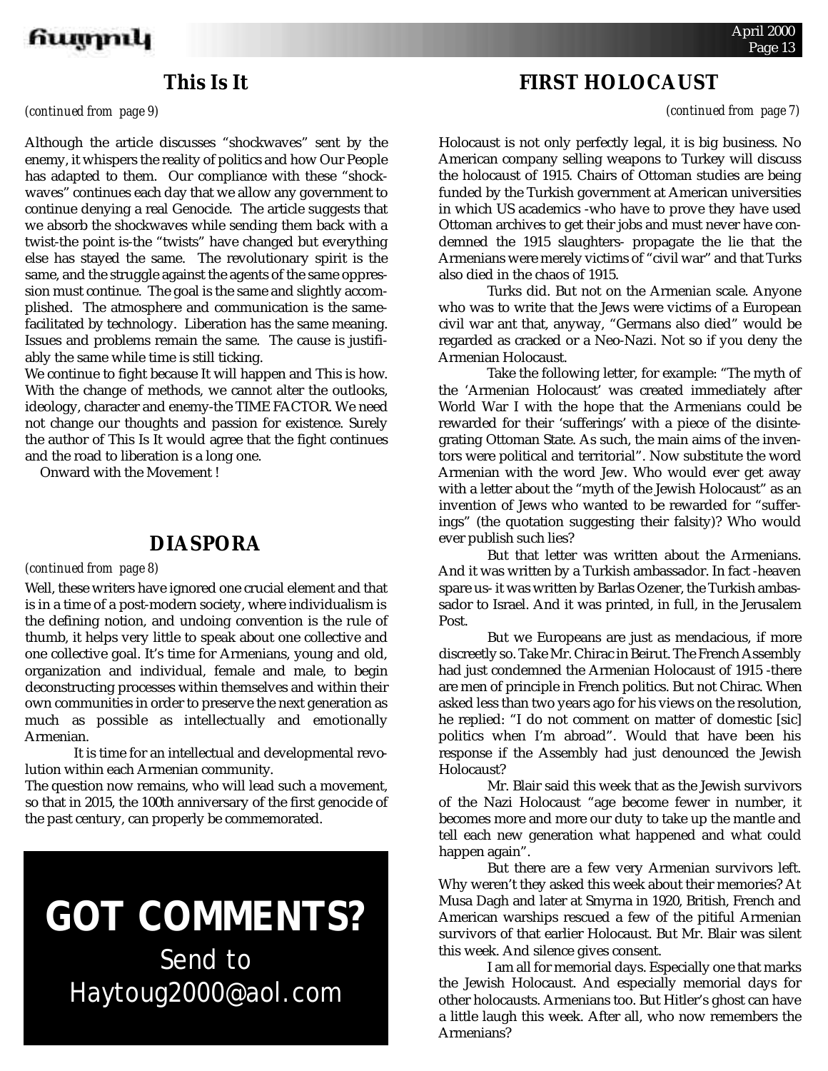## This Is It

*(continued from page 9)*

Although the article discusses "shockwaves" sent by the enemy, it whispers the reality of politics and how Our People has adapted to them. Our compliance with these "shockwaves" continues each day that we allow any government to continue denying a real Genocide. The article suggests that we absorb the shockwaves while sending them back with a twist-the point is-the "twists" have changed but everything else has stayed the same. The revolutionary spirit is the same, and the struggle against the agents of the same oppression must continue. The goal is the same and slightly accomplished. The atmosphere and communication is the same-facilitated by technology. Liberation has the same meaning. Issues and problems remain the same. The cause is justifiably the same while time is still ticking.

We continue to fight because It will happen and This is how. With the change of methods, we cannot alter the outlooks, ideology, character and enemy-the TIME FACTOR. We need not change our thoughts and passion for existence. Surely the author of This Is It would agree that the fight continues and the road to liberation is a long one.

Onward with the Movement !

## DIASPORA

*(continued from page 8)*

Well, these writers have ignored one crucial element and that is in a time of a post-modern society, where individualism is the defining notion, and undoing convention is the rule of thumb, it helps very little to speak about one collective and one collective goal. It's time for Armenians, young and old, organization and individual, female and male, to begin deconstructing processes within themselves and within their own communities in order to preserve the next generation as much as possible as intellectually and emotionally Armenian.

It is time for an intellectual and developmental revolution within each Armenian community.

The question now remains, who will lead such a movement, so that in 2015, the 100th anniversary of the first genocide of the past century, can properly be commemorated.

**GOT COMMENTS?**

Send to Haytoug2000@aol.com

## FIRST HOLOCAUST

*(continued from page 7)*

Holocaust is not only perfectly legal, it is big business. No American company selling weapons to Turkey will discuss the holocaust of 1915. Chairs of Ottoman studies are being funded by the Turkish government at American universities in which US academics -who have to prove they have used Ottoman archives to get their jobs and must never have condemned the 1915 slaughters- propagate the lie that the Armenians were merely victims of "civil war" and that Turks also died in the chaos of 1915.

Turks did. But not on the Armenian scale. Anyone who was to write that the Jews were victims of a European civil war ant that, anyway, "Germans also died" would be regarded as cracked or a Neo-Nazi. Not so if you deny the Armenian Holocaust.

Take the following letter, for example: "The myth of the 'Armenian Holocaust' was created immediately after World War I with the hope that the Armenians could be rewarded for their 'sufferings' with a piece of the disintegrating Ottoman State. As such, the main aims of the inventors were political and territorial". Now substitute the word Armenian with the word Jew. Who would ever get away with a letter about the "myth of the Jewish Holocaust" as an invention of Jews who wanted to be rewarded for "sufferings" (the quotation suggesting their falsity)? Who would ever publish such lies?

But that letter was written about the Armenians. And it was written by a Turkish ambassador. In fact -heaven spare us- it was written by Barlas Ozener, the Turkish ambassador to Israel. And it was printed, in full, in the Jerusalem Post.

But we Europeans are just as mendacious, if more discreetly so. Take Mr. Chirac in Beirut. The French Assembly had just condemned the Armenian Holocaust of 1915 -there are men of principle in French politics. But not Chirac. When asked less than two years ago for his views on the resolution, he replied: "I do not comment on matter of domestic [sic] politics when I'm abroad". Would that have been his response if the Assembly had just denounced the Jewish Holocaust?

Mr. Blair said this week that as the Jewish survivors of the Nazi Holocaust "age become fewer in number, it becomes more and more our duty to take up the mantle and tell each new generation what happened and what could happen again".

But there are a few very Armenian survivors left. Why weren't they asked this week about their memories? At Musa Dagh and later at Smyrna in 1920, British, French and American warships rescued a few of the pitiful Armenian survivors of that earlier Holocaust. But Mr. Blair was silent this week. And silence gives consent.

I am all for memorial days. Especially one that marks the Jewish Holocaust. And especially memorial days for other holocausts. Armenians too. But Hitler's ghost can have a little laugh this week. After all, who now remembers the Armenians?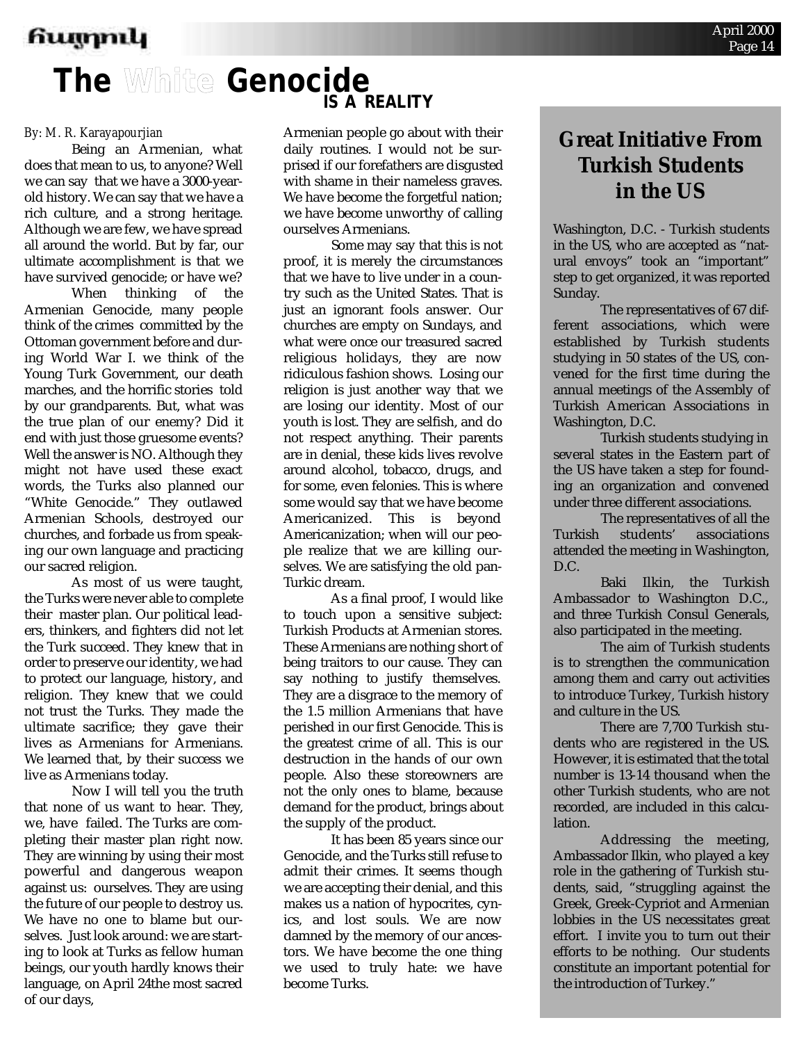# The White Genocide IS A REALITY

*By: M. R. Karayapourjian*

Being an Armenian, what does that mean to us, to anyone? Well we can say that we have a 3000-year-old history. We can say that we have a rich culture, and a strong heritage. Although we are few, we have spread all around the world. But by far, our ultimate accomplishment is that we have survived genocide; or have we?

When thinking of the Armenian Genocide, many people think of the crimes committed by the Ottoman government before and during World War I. we think of the Young Turk Government, our death marches, and the horrific stories told by our grandparents. But, what was the true plan of our enemy? Did it end with just those gruesome events? Well the answer is NO. Although they might not have used these exact words, the Turks also planned our "White Genocide." They outlawed Armenian Schools, destroyed our churches, and forbade us from speaking our own language and practicing our sacred religion.

As most of us were taught, the Turks were never able to complete their master plan. Our political leaders, thinkers, and fighters did not let the Turk succeed. They knew that in order to preserve our identity, we had to protect our language, history, and religion. They knew that we could not trust the Turks. They made the ultimate sacrifice; they gave their lives as Armenians for Armenians. We learned that, by their success we live as Armenians today.

Now I will tell you the truth that none of us want to hear. They, we, have failed. The Turks are completing their master plan right now. They are winning by using their most powerful and dangerous weapon against us: ourselves. They are using the future of our people to destroy us. We have no one to blame but ourselves. Just look around: we are starting to look at Turks as fellow human beings, our youth hardly knows their language, on April 24the most sacred of our days, Armenian people go about with their daily routines. I would not be surprised if our forefathers are disgusted with shame in their nameless graves. We have become the forgetful nation; we have become unworthy of calling ourselves Armenians.

Some may say that this is not proof, it is merely the circumstances that we have to live under in a country such as the United States. That is just an ignorant fools answer. Our churches are empty on Sundays, and what were once our treasured sacred religious holidays, they are now ridiculous fashion shows. Losing our religion is just another way that we are losing our identity. Most of our youth is lost. They are selfish, and do not respect anything. Their parents are in denial, these kids lives revolve around alcohol, tobacco, drugs, and for some, even felonies. This is where some would say that we have become Americanized. This is beyond Americanization; when will our people realize that we are killing ourselves. We are satisfying the old pan-Turkic dream.

As a final proof, I would like to touch upon a sensitive subject: Turkish Products at Armenian stores. These Armenians are nothing short of being traitors to our cause. They can say nothing to justify themselves. They are a disgrace to the memory of the 1.5 million Armenians that have perished in our first Genocide. This is the greatest crime of all. This is our destruction in the hands of our own people. Also these storeowners are not the only ones to blame, because demand for the product, brings about the supply of the product.

It has been 85 years since our Genocide, and the Turks still refuse to admit their crimes. It seems though we are accepting their denial, and this makes us a nation of hypocrites, cynics, and lost souls. We are now damned by the memory of our ancestors. We have become the one thing we used to truly hate: we have become Turks.

## Great Initiative From Turkish Students in the US

Washington, D.C. - Turkish students in the US, who are accepted as "natural envoys" took an "important" step to get organized, it was reported Sunday.

The representatives of 67 different associations, which were established by Turkish students studying in 50 states of the US, convened for the first time during the annual meetings of the Assembly of Turkish American Associations in Washington, D.C.

Turkish students studying in several states in the Eastern part of the US have taken a step for founding an organization and convened under three different associations.

The representatives of all the Turkish students' associations attended the meeting in Washington, D.C.

Baki Ilkin, the Turkish Ambassador to Washington D.C., and three Turkish Consul Generals, also participated in the meeting.

The aim of Turkish students is to strengthen the communication among them and carry out activities to introduce Turkey, Turkish history and culture in the US.

There are 7,700 Turkish students who are registered in the US. However, it is estimated that the total number is 13-14 thousand when the other Turkish students, who are not recorded, are included in this calculation.

Addressing the meeting, Ambassador Ilkin, who played a key role in the gathering of Turkish students, said, "struggling against the Greek, Greek-Cypriot and Armenian lobbies in the US necessitates great effort. I invite you to turn out their efforts to be nothing. Our students constitute an important potential for the introduction of Turkey."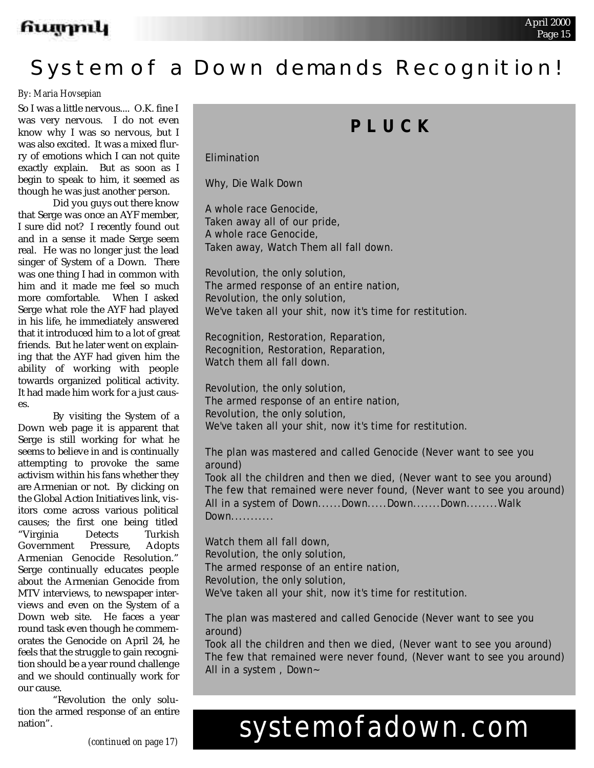# System of a Down demands Recognition!

*By: Maria Hovsepian*

So I was a little nervous.... O.K. fine I was very nervous. I do not even know why I was so nervous, but I was also excited. It was a mixed flurry of emotions which I can not quite exactly explain. But as soon as I begin to speak to him, it seemed as though he was just another person.

Did you guys out there know that Serge was once an AYF member, I sure did not? I recently found out and in a sense it made Serge seem real. He was no longer just the lead singer of System of a Down. There was one thing I had in common with him and it made me feel so much more comfortable. When I asked Serge what role the AYF had played in his life, he immediately answered that it introduced him to a lot of great friends. But he later went on explaining that the AYF had given him the ability of working with people towards organized political activity. It had made him work for a just causes.

By visiting the System of a Down web page it is apparent that Serge is still working for what he seems to believe in and is continually attempting to provoke the same activism within his fans whether they are Armenian or not. By clicking on the Global Action Initiatives link, visitors come across various political causes; the first one being titled "Virginia Detects Turkish Government Pressure, Adopts Armenian Genocide Resolution." Serge continually educates people about the Armenian Genocide from MTV interviews, to newspaper interviews and even on the System of a Down web site. He faces a year round task even though he commemorates the Genocide on April 24, he feels that the struggle to gain recognition should be a year round challenge and we should continually work for our cause.

"Revolution the only solution the armed response of an entire nation".

*(continued on page 17)*

## PLUCK

Elimination

Why, Die Walk Down

A whole race Genocide,
Taken away all of our pride,
A whole race Genocide,
Taken away, Watch Them all fall down.

Revolution, the only solution,
The armed response of an entire nation,
Revolution, the only solution,
We've taken all your shit, now it's time for restitution.

Recognition, Restoration, Reparation,
Recognition, Restoration, Reparation,
Watch them all fall down.

Revolution, the only solution,
The armed response of an entire nation,
Revolution, the only solution,
We've taken all your shit, now it's time for restitution.

The plan was mastered and called Genocide (Never want to see you around)
Took all the children and then we died, (Never want to see you around)
The few that remained were never found, (Never want to see you around)
All in a system of Down......Down.....Down.......Down........Walk Down...........

Watch them all fall down,
Revolution, the only solution,
The armed response of an entire nation,
Revolution, the only solution,
We've taken all your shit, now it's time for restitution.

The plan was mastered and called Genocide (Never want to see you around)
Took all the children and then we died, (Never want to see you around)
The few that remained were never found, (Never want to see you around)
All in a system , Down~

systemofadown.com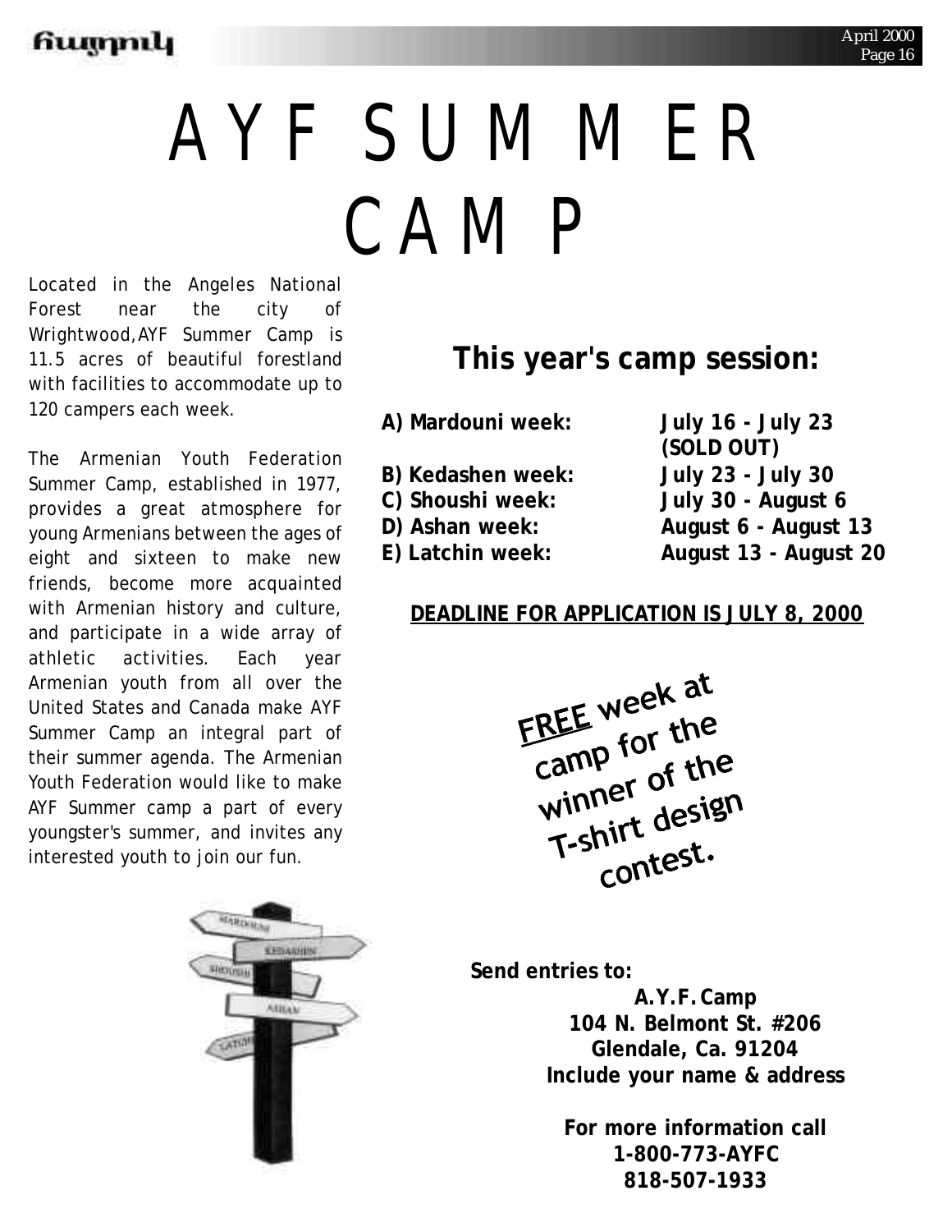# AYF SUMMER CAMP

Located in the Angeles National Forest near the city of Wrightwood,AYF Summer Camp is 11.5 acres of beautiful forestland with facilities to accommodate up to 120 campers each week.

The Armenian Youth Federation Summer Camp, established in 1977, provides a great atmosphere for young Armenians between the ages of eight and sixteen to make new friends, become more acquainted with Armenian history and culture, and participate in a wide array of athletic activities. Each year Armenian youth from all over the United States and Canada make AYF Summer Camp an integral part of their summer agenda. The Armenian Youth Federation would like to make AYF Summer camp a part of every youngster's summer, and invites any interested youth to join our fun.

## This year's camp session:

**A) Mardouni week:** **July 16 - July 23 (SOLD OUT)**
**B) Kedashen week:** **July 23 - July 30**
**C) Shoushi week:** **July 30 - August 6**
**D) Ashan week:** **August 6 - August 13**
**E) Latchin week:** **August 13 - August 20**

**DEADLINE FOR APPLICATION IS JULY 8, 2000**

FREE week at camp for the winner of the T-shirt design contest.

**Send entries to:**

**A.Y.F. Camp**
**104 N. Belmont St. #206**
**Glendale, Ca. 91204**
**Include your name & address**

**For more information call**
**1-800-773-AYFC**
**818-507-1933**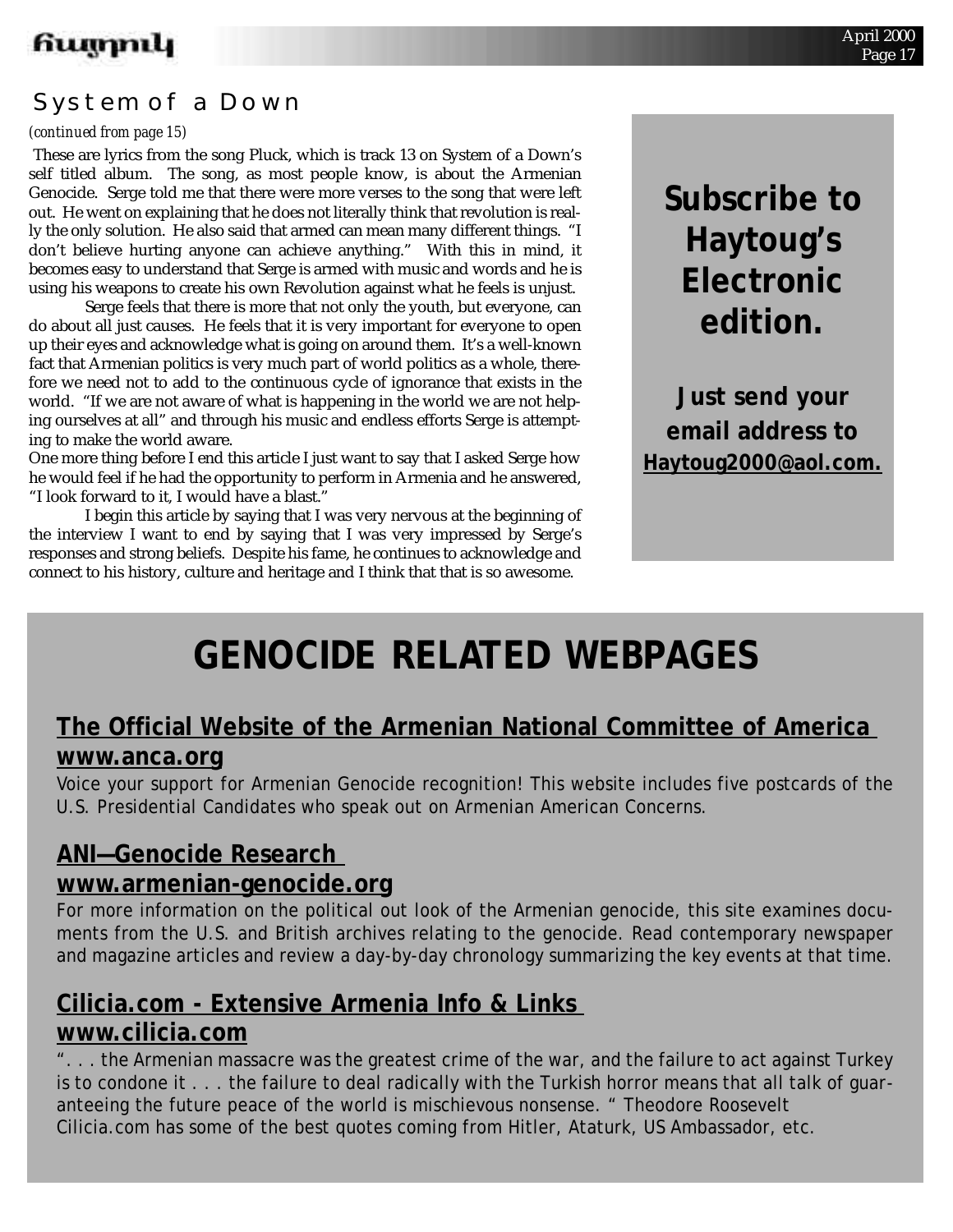## System of a Down

*(continued from page 15)*

These are lyrics from the song Pluck, which is track 13 on System of a Down's self titled album. The song, as most people know, is about the Armenian Genocide. Serge told me that there were more verses to the song that were left out. He went on explaining that he does not literally think that revolution is really the only solution. He also said that armed can mean many different things. "I don't believe hurting anyone can achieve anything." With this in mind, it becomes easy to understand that Serge is armed with music and words and he is using his weapons to create his own Revolution against what he feels is unjust.

Serge feels that there is more that not only the youth, but everyone, can do about all just causes. He feels that it is very important for everyone to open up their eyes and acknowledge what is going on around them. It's a well-known fact that Armenian politics is very much part of world politics as a whole, therefore we need not to add to the continuous cycle of ignorance that exists in the world. "If we are not aware of what is happening in the world we are not helping ourselves at all" and through his music and endless efforts Serge is attempting to make the world aware.

One more thing before I end this article I just want to say that I asked Serge how he would feel if he had the opportunity to perform in Armenia and he answered, "I look forward to it, I would have a blast."

I begin this article by saying that I was very nervous at the beginning of the interview I want to end by saying that I was very impressed by Serge's responses and strong beliefs. Despite his fame, he continues to acknowledge and connect to his history, culture and heritage and I think that that is so awesome.

**Subscribe to Haytoug's Electronic edition.**

**Just send your email address to Haytoug2000@aol.com.**

# GENOCIDE RELATED WEBPAGES

## The Official Website of the Armenian National Committee of America www.anca.org

Voice your support for Armenian Genocide recognition! This website includes five postcards of the U.S. Presidential Candidates who speak out on Armenian American Concerns.

## ANI—Genocide Research www.armenian-genocide.org

For more information on the political out look of the Armenian genocide, this site examines documents from the U.S. and British archives relating to the genocide. Read contemporary newspaper and magazine articles and review a day-by-day chronology summarizing the key events at that time.

## Cilicia.com - Extensive Armenia Info & Links www.cilicia.com

". . . the Armenian massacre was the greatest crime of the war, and the failure to act against Turkey is to condone it . . . the failure to deal radically with the Turkish horror means that all talk of guaranteeing the future peace of the world is mischievous nonsense. " Theodore Roosevelt

Cilicia.com has some of the best quotes coming from Hitler, Ataturk, US Ambassador, etc.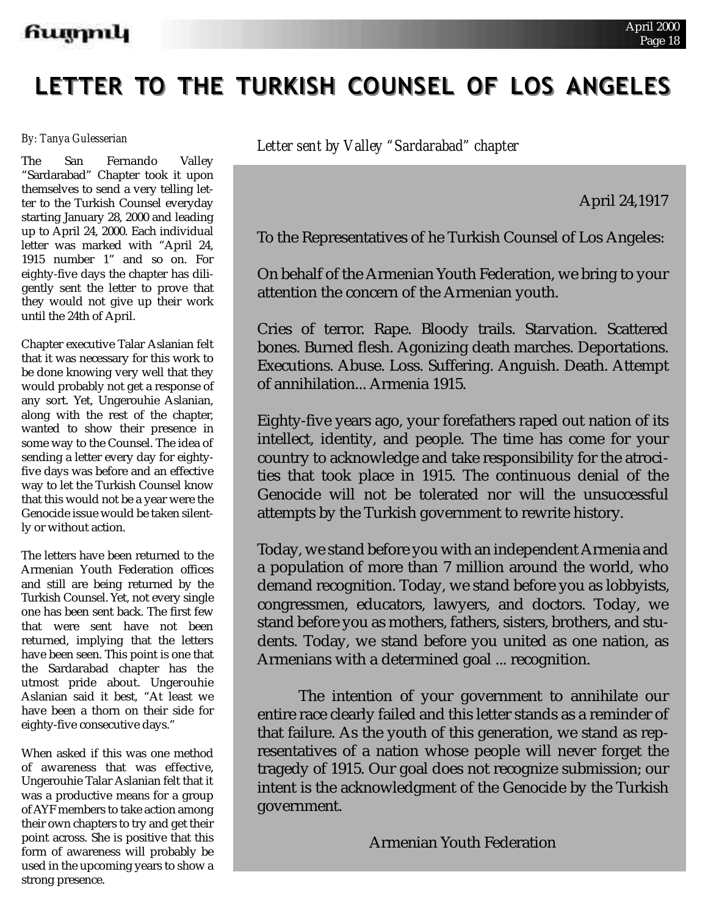# LETTER TO THE TURKISH COUNSEL OF LOS ANGELES

*By: Tanya Gulesserian*

The San Fernando Valley "Sardarabad" Chapter took it upon themselves to send a very telling letter to the Turkish Counsel everyday starting January 28, 2000 and leading up to April 24, 2000. Each individual letter was marked with "April 24, 1915 number 1" and so on. For eighty-five days the chapter has diligently sent the letter to prove that they would not give up their work until the 24th of April.

Chapter executive Talar Aslanian felt that it was necessary for this work to be done knowing very well that they would probably not get a response of any sort. Yet, Ungerouhie Aslanian, along with the rest of the chapter, wanted to show their presence in some way to the Counsel. The idea of sending a letter every day for eighty-five days was before and an effective way to let the Turkish Counsel know that this would not be a year were the Genocide issue would be taken silently or without action.

The letters have been returned to the Armenian Youth Federation offices and still are being returned by the Turkish Counsel. Yet, not every single one has been sent back. The first few that were sent have not been returned, implying that the letters have been seen. This point is one that the Sardarabad chapter has the utmost pride about. Ungerouhie Aslanian said it best, "At least we have been a thorn on their side for eighty-five consecutive days."

When asked if this was one method of awareness that was effective, Ungerouhie Talar Aslanian felt that it was a productive means for a group of AYF members to take action among their own chapters to try and get their point across. She is positive that this form of awareness will probably be used in the upcoming years to show a strong presence.

*Letter sent by Valley "Sardarabad" chapter*

April 24,1917

To the Representatives of he Turkish Counsel of Los Angeles:

On behalf of the Armenian Youth Federation, we bring to your attention the concern of the Armenian youth.

Cries of terror. Rape. Bloody trails. Starvation. Scattered bones. Burned flesh. Agonizing death marches. Deportations. Executions. Abuse. Loss. Suffering. Anguish. Death. Attempt of annihilation... Armenia 1915.

Eighty-five years ago, your forefathers raped out nation of its intellect, identity, and people. The time has come for your country to acknowledge and take responsibility for the atrocities that took place in 1915. The continuous denial of the Genocide will not be tolerated nor will the unsuccessful attempts by the Turkish government to rewrite history.

Today, we stand before you with an independent Armenia and a population of more than 7 million around the world, who demand recognition. Today, we stand before you as lobbyists, congressmen, educators, lawyers, and doctors. Today, we stand before you as mothers, fathers, sisters, brothers, and students. Today, we stand before you united as one nation, as Armenians with a determined goal ... recognition.

The intention of your government to annihilate our entire race clearly failed and this letter stands as a reminder of that failure. As the youth of this generation, we stand as representatives of a nation whose people will never forget the tragedy of 1915. Our goal does not recognize submission; our intent is the acknowledgment of the Genocide by the Turkish government.

Armenian Youth Federation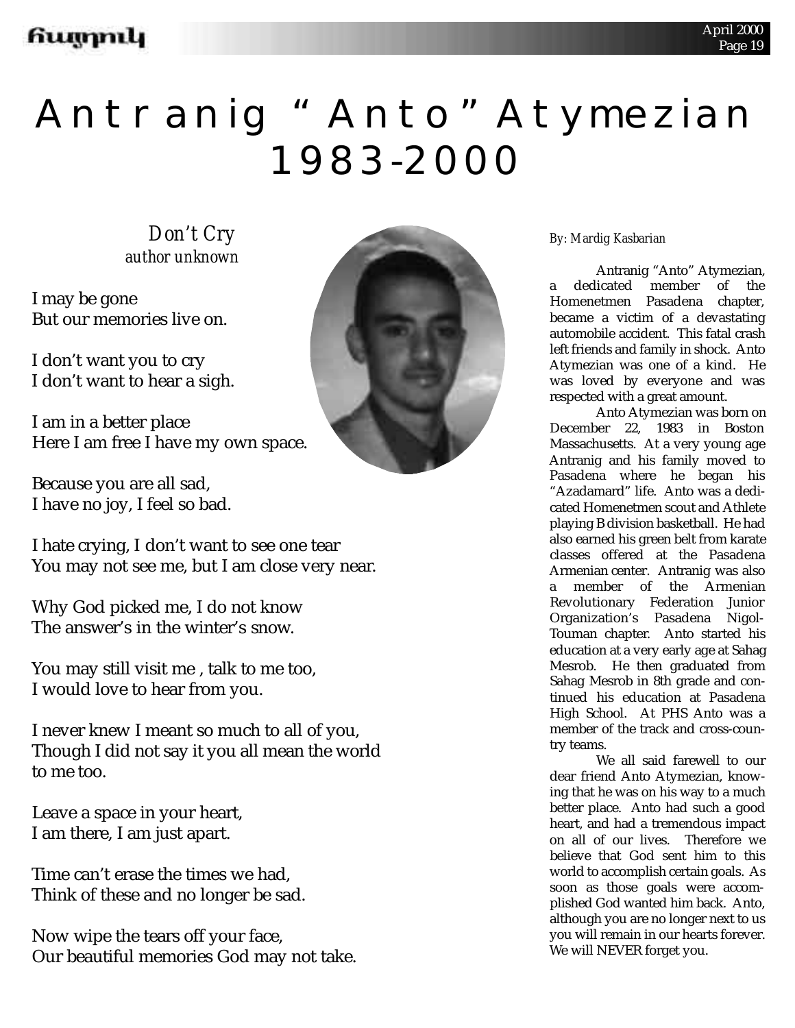# Antranig "Anto" Atymezian 1983-2000

### *Don't Cry*

*author unknown*

I may be gone
But our memories live on.

I don't want you to cry
I don't want to hear a sigh.

I am in a better place
Here I am free I have my own space.

Because you are all sad,
I have no joy, I feel so bad.

I hate crying, I don't want to see one tear
You may not see me, but I am close very near.

Why God picked me, I do not know
The answer's in the winter's snow.

You may still visit me , talk to me too,
I would love to hear from you.

I never knew I meant so much to all of you,
Though I did not say it you all mean the world to me too.

Leave a space in your heart,
I am there, I am just apart.

Time can't erase the times we had,
Think of these and no longer be sad.

Now wipe the tears off your face,
Our beautiful memories God may not take.

*By: Mardig Kasbarian*

Antranig "Anto" Atymezian, a dedicated member of the Homenetmen Pasadena chapter, became a victim of a devastating automobile accident. This fatal crash left friends and family in shock. Anto Atymezian was one of a kind. He was loved by everyone and was respected with a great amount.

Anto Atymezian was born on December 22, 1983 in Boston Massachusetts. At a very young age Antranig and his family moved to Pasadena where he began his "Azadamard" life. Anto was a dedicated Homenetmen scout and Athlete playing B division basketball. He had also earned his green belt from karate classes offered at the Pasadena Armenian center. Antranig was also a member of the Armenian Revolutionary Federation Junior Organization's Pasadena Nigol-Touman chapter. Anto started his education at a very early age at Sahag Mesrob. He then graduated from Sahag Mesrob in 8th grade and continued his education at Pasadena High School. At PHS Anto was a member of the track and cross-country teams.

We all said farewell to our dear friend Anto Atymezian, knowing that he was on his way to a much better place. Anto had such a good heart, and had a tremendous impact on all of our lives. Therefore we believe that God sent him to this world to accomplish certain goals. As soon as those goals were accomplished God wanted him back. Anto, although you are no longer next to us you will remain in our hearts forever. We will NEVER forget you.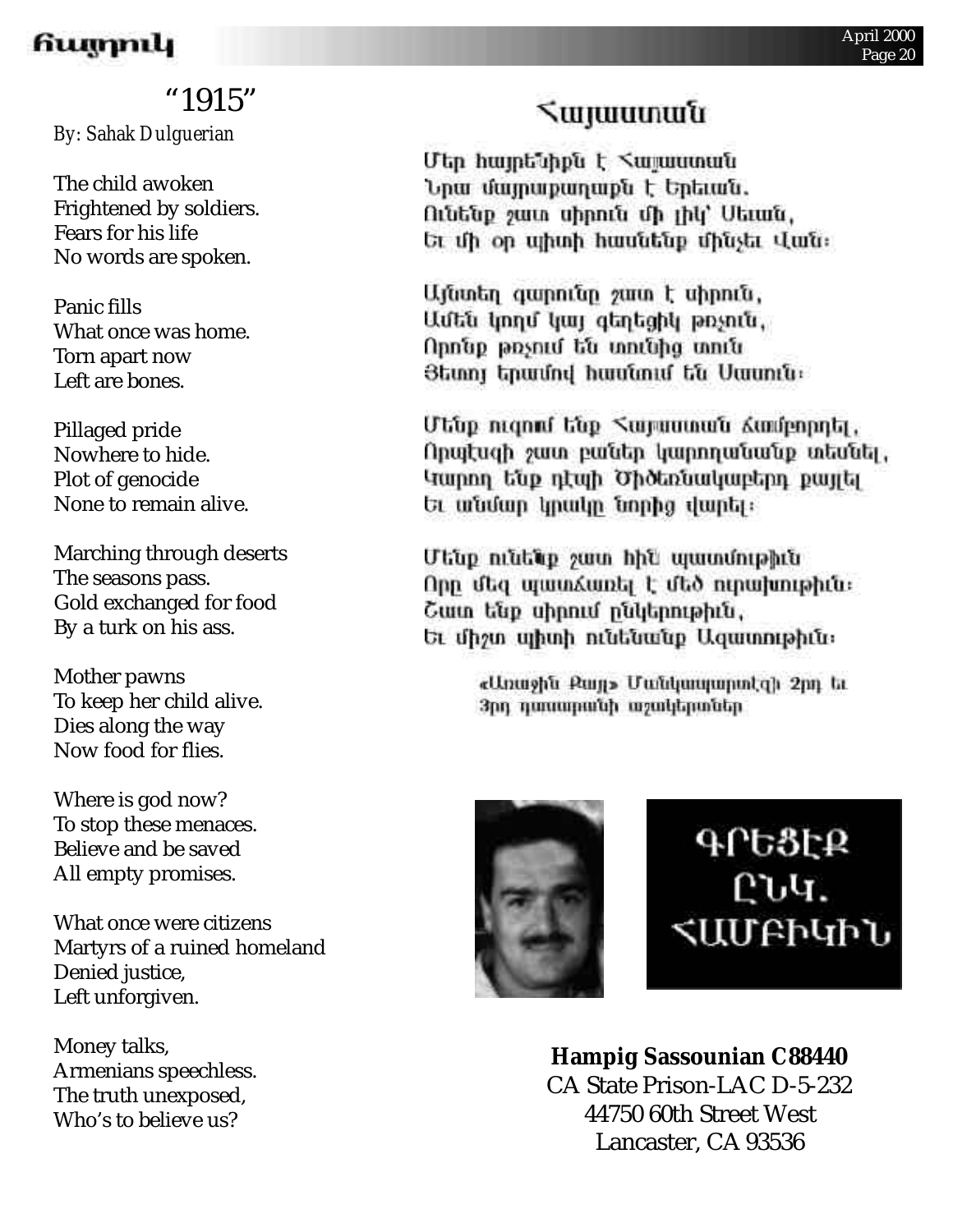## "1915"

*By: Sahak Dulguerian*

The child awoken
Frightened by soldiers.
Fears for his life
No words are spoken.

Panic fills
What once was home.
Torn apart now
Left are bones.

Pillaged pride
Nowhere to hide.
Plot of genocide
None to remain alive.

Marching through deserts
The seasons pass.
Gold exchanged for food
By a turk on his ass.

Mother pawns
To keep her child alive.
Dies along the way
Now food for flies.

Where is god now?
To stop these menaces.
Believe and be saved
All empty promises.

What once were citizens
Martyrs of a ruined homeland
Denied justice,
Left unforgiven.

Money talks,
Armenians speechless.
The truth unexposed,
Who's to believe us?

## Հայաստան

Մեր հայրենիքն է Հայաստան
Նրա մայրաքաղաքն է Երեւան.
Ունենք շատ սիրուն մի լիճ՝ Սեւան,
Եւ մի օր պիտի հասնենք մինչեւ Վան։

Այնտեղ գարունը շատ է սիրուն,
Ամեն կողմ կայ գեղեցիկ թռչուն,
Որոնք թռչում են տունից տուն
Յետոյ երամով հասնում են Սասուն։

Մենք ուզում ենք Հայաստան ճամբորդել,
Որպէսզի շատ բաներ կարողանանք տեսնել,
Կարող ենք դէպի Ծիծեռնակաբերդ քայլել
Եւ անմար կրակը նորից վառել։

Մենք ունենք շատ հին պատմութիւն
Որը մեզ պատճառել է մեծ ուրախութիւն։
Շատ ենք սիրում ընկերութիւն,
Եւ միշտ պիտի ունենանք Ազատութիւն։

«Առաջին Քայլ» Մանկապարտէզի 2րդ եւ 3րդ դասարանի աշակերտներ

ԳՐԵՑԷՔ ԸՆԿ. ՀԱՄԲԻԿԻՆ

**Hampig Sassounian C88440**
CA State Prison-LAC D-5-232
44750 60th Street West
Lancaster, CA 93536